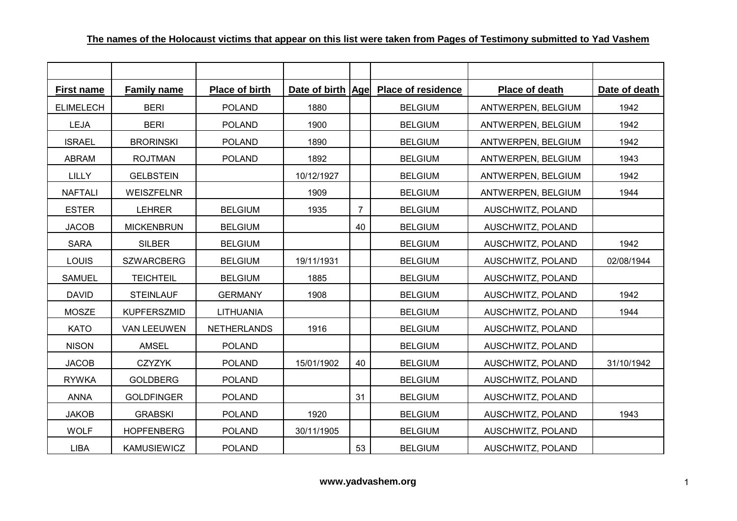**The names of the Holocaust victims that appear on this list were taken from Pages of Testimony submitted to Yad Vashem**

| First name | Family name | Place of birth | Date of birth | Age | Place of residence | Place of death | Date of death |
|---|---|---|---|---|---|---|---|
| ELIMELECH | BERI | POLAND | 1880 | | BELGIUM | ANTWERPEN, BELGIUM | 1942 |
| LEJA | BERI | POLAND | 1900 | | BELGIUM | ANTWERPEN, BELGIUM | 1942 |
| ISRAEL | BRORINSKI | POLAND | 1890 | | BELGIUM | ANTWERPEN, BELGIUM | 1942 |
| ABRAM | ROJTMAN | POLAND | 1892 | | BELGIUM | ANTWERPEN, BELGIUM | 1943 |
| LILLY | GELBSTEIN | | 10/12/1927 | | BELGIUM | ANTWERPEN, BELGIUM | 1942 |
| NAFTALI | WEISZFELNR | | 1909 | | BELGIUM | ANTWERPEN, BELGIUM | 1944 |
| ESTER | LEHRER | BELGIUM | 1935 | 7 | BELGIUM | AUSCHWITZ, POLAND | |
| JACOB | MICKENBRUN | BELGIUM | | 40 | BELGIUM | AUSCHWITZ, POLAND | |
| SARA | SILBER | BELGIUM | | | BELGIUM | AUSCHWITZ, POLAND | 1942 |
| LOUIS | SZWARCBERG | BELGIUM | 19/11/1931 | | BELGIUM | AUSCHWITZ, POLAND | 02/08/1944 |
| SAMUEL | TEICHTEIL | BELGIUM | 1885 | | BELGIUM | AUSCHWITZ, POLAND | |
| DAVID | STEINLAUF | GERMANY | 1908 | | BELGIUM | AUSCHWITZ, POLAND | 1942 |
| MOSZE | KUPFERSZMID | LITHUANIA | | | BELGIUM | AUSCHWITZ, POLAND | 1944 |
| KATO | VAN LEEUWEN | NETHERLANDS | 1916 | | BELGIUM | AUSCHWITZ, POLAND | |
| NISON | AMSEL | POLAND | | | BELGIUM | AUSCHWITZ, POLAND | |
| JACOB | CZYZYK | POLAND | 15/01/1902 | 40 | BELGIUM | AUSCHWITZ, POLAND | 31/10/1942 |
| RYWKA | GOLDBERG | POLAND | | | BELGIUM | AUSCHWITZ, POLAND | |
| ANNA | GOLDFINGER | POLAND | | 31 | BELGIUM | AUSCHWITZ, POLAND | |
| JAKOB | GRABSKI | POLAND | 1920 | | BELGIUM | AUSCHWITZ, POLAND | 1943 |
| WOLF | HOPFENBERG | POLAND | 30/11/1905 | | BELGIUM | AUSCHWITZ, POLAND | |
| LIBA | KAMUSIEWICZ | POLAND | | 53 | BELGIUM | AUSCHWITZ, POLAND | |

**www.yadvashem.org**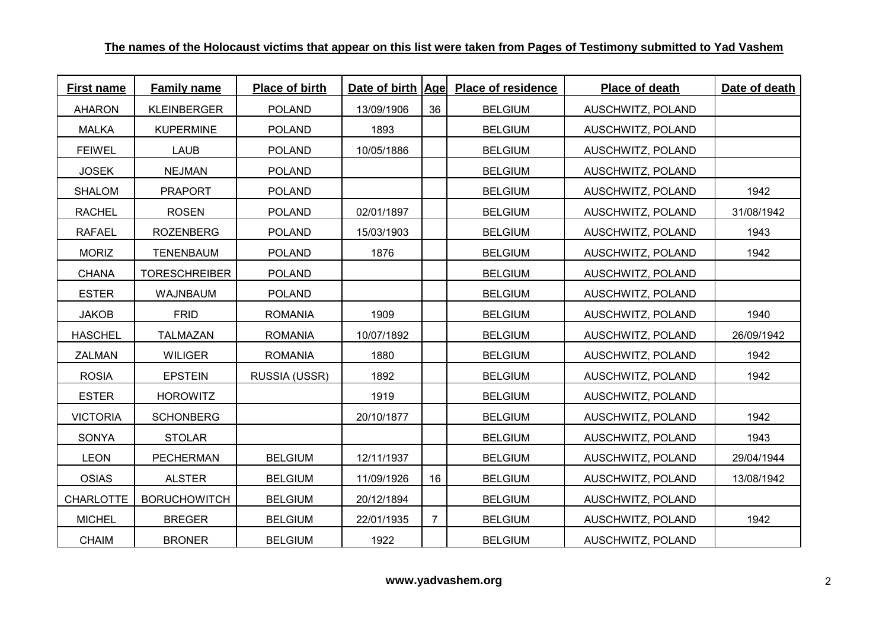**The names of the Holocaust victims that appear on this list were taken from Pages of Testimony submitted to Yad Vashem**

| First name | Family name | Place of birth | Date of birth | Age | Place of residence | Place of death | Date of death |
|---|---|---|---|---|---|---|---|
| AHARON | KLEINBERGER | POLAND | 13/09/1906 | 36 | BELGIUM | AUSCHWITZ, POLAND | |
| MALKA | KUPERMINE | POLAND | 1893 | | BELGIUM | AUSCHWITZ, POLAND | |
| FEIWEL | LAUB | POLAND | 10/05/1886 | | BELGIUM | AUSCHWITZ, POLAND | |
| JOSEK | NEJMAN | POLAND | | | BELGIUM | AUSCHWITZ, POLAND | |
| SHALOM | PRAPORT | POLAND | | | BELGIUM | AUSCHWITZ, POLAND | 1942 |
| RACHEL | ROSEN | POLAND | 02/01/1897 | | BELGIUM | AUSCHWITZ, POLAND | 31/08/1942 |
| RAFAEL | ROZENBERG | POLAND | 15/03/1903 | | BELGIUM | AUSCHWITZ, POLAND | 1943 |
| MORIZ | TENENBAUM | POLAND | 1876 | | BELGIUM | AUSCHWITZ, POLAND | 1942 |
| CHANA | TORESCHREIBER | POLAND | | | BELGIUM | AUSCHWITZ, POLAND | |
| ESTER | WAJNBAUM | POLAND | | | BELGIUM | AUSCHWITZ, POLAND | |
| JAKOB | FRID | ROMANIA | 1909 | | BELGIUM | AUSCHWITZ, POLAND | 1940 |
| HASCHEL | TALMAZAN | ROMANIA | 10/07/1892 | | BELGIUM | AUSCHWITZ, POLAND | 26/09/1942 |
| ZALMAN | WILIGER | ROMANIA | 1880 | | BELGIUM | AUSCHWITZ, POLAND | 1942 |
| ROSIA | EPSTEIN | RUSSIA (USSR) | 1892 | | BELGIUM | AUSCHWITZ, POLAND | 1942 |
| ESTER | HOROWITZ | | 1919 | | BELGIUM | AUSCHWITZ, POLAND | |
| VICTORIA | SCHONBERG | | 20/10/1877 | | BELGIUM | AUSCHWITZ, POLAND | 1942 |
| SONYA | STOLAR | | | | BELGIUM | AUSCHWITZ, POLAND | 1943 |
| LEON | PECHERMAN | BELGIUM | 12/11/1937 | | BELGIUM | AUSCHWITZ, POLAND | 29/04/1944 |
| OSIAS | ALSTER | BELGIUM | 11/09/1926 | 16 | BELGIUM | AUSCHWITZ, POLAND | 13/08/1942 |
| CHARLOTTE | BORUCHOWITCH | BELGIUM | 20/12/1894 | | BELGIUM | AUSCHWITZ, POLAND | |
| MICHEL | BREGER | BELGIUM | 22/01/1935 | 7 | BELGIUM | AUSCHWITZ, POLAND | 1942 |
| CHAIM | BRONER | BELGIUM | 1922 | | BELGIUM | AUSCHWITZ, POLAND | |

**www.yadvashem.org**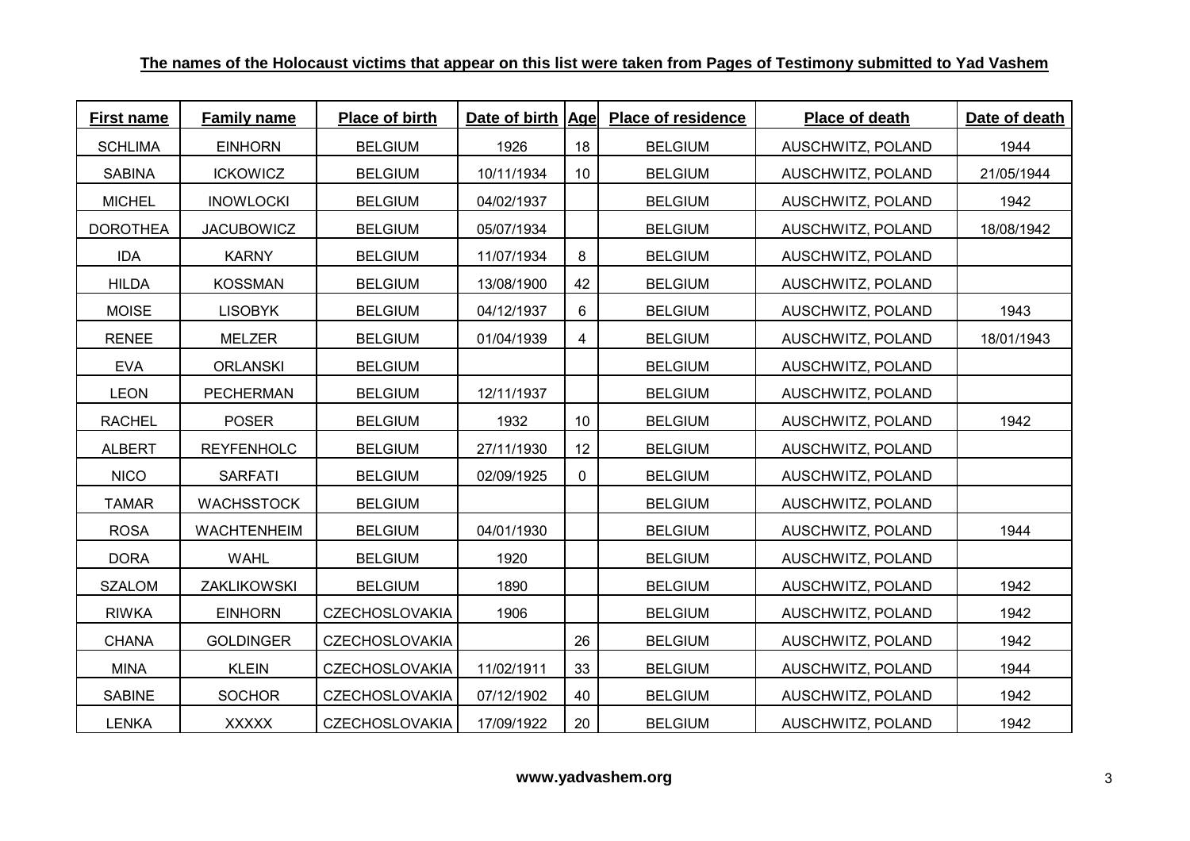**The names of the Holocaust victims that appear on this list were taken from Pages of Testimony submitted to Yad Vashem**

| First name | Family name | Place of birth | Date of birth | Age | Place of residence | Place of death | Date of death |
|---|---|---|---|---|---|---|---|
| SCHLIMA | EINHORN | BELGIUM | 1926 | 18 | BELGIUM | AUSCHWITZ, POLAND | 1944 |
| SABINA | ICKOWICZ | BELGIUM | 10/11/1934 | 10 | BELGIUM | AUSCHWITZ, POLAND | 21/05/1944 |
| MICHEL | INOWLOCKI | BELGIUM | 04/02/1937 | | BELGIUM | AUSCHWITZ, POLAND | 1942 |
| DOROTHEA | JACUBOWICZ | BELGIUM | 05/07/1934 | | BELGIUM | AUSCHWITZ, POLAND | 18/08/1942 |
| IDA | KARNY | BELGIUM | 11/07/1934 | 8 | BELGIUM | AUSCHWITZ, POLAND | |
| HILDA | KOSSMAN | BELGIUM | 13/08/1900 | 42 | BELGIUM | AUSCHWITZ, POLAND | |
| MOISE | LISOBYK | BELGIUM | 04/12/1937 | 6 | BELGIUM | AUSCHWITZ, POLAND | 1943 |
| RENEE | MELZER | BELGIUM | 01/04/1939 | 4 | BELGIUM | AUSCHWITZ, POLAND | 18/01/1943 |
| EVA | ORLANSKI | BELGIUM | | | BELGIUM | AUSCHWITZ, POLAND | |
| LEON | PECHERMAN | BELGIUM | 12/11/1937 | | BELGIUM | AUSCHWITZ, POLAND | |
| RACHEL | POSER | BELGIUM | 1932 | 10 | BELGIUM | AUSCHWITZ, POLAND | 1942 |
| ALBERT | REYFENHOLC | BELGIUM | 27/11/1930 | 12 | BELGIUM | AUSCHWITZ, POLAND | |
| NICO | SARFATI | BELGIUM | 02/09/1925 | 0 | BELGIUM | AUSCHWITZ, POLAND | |
| TAMAR | WACHSSTOCK | BELGIUM | | | BELGIUM | AUSCHWITZ, POLAND | |
| ROSA | WACHTENHEIM | BELGIUM | 04/01/1930 | | BELGIUM | AUSCHWITZ, POLAND | 1944 |
| DORA | WAHL | BELGIUM | 1920 | | BELGIUM | AUSCHWITZ, POLAND | |
| SZALOM | ZAKLIKOWSKI | BELGIUM | 1890 | | BELGIUM | AUSCHWITZ, POLAND | 1942 |
| RIWKA | EINHORN | CZECHOSLOVAKIA | 1906 | | BELGIUM | AUSCHWITZ, POLAND | 1942 |
| CHANA | GOLDINGER | CZECHOSLOVAKIA | | 26 | BELGIUM | AUSCHWITZ, POLAND | 1942 |
| MINA | KLEIN | CZECHOSLOVAKIA | 11/02/1911 | 33 | BELGIUM | AUSCHWITZ, POLAND | 1944 |
| SABINE | SOCHOR | CZECHOSLOVAKIA | 07/12/1902 | 40 | BELGIUM | AUSCHWITZ, POLAND | 1942 |
| LENKA | XXXXX | CZECHOSLOVAKIA | 17/09/1922 | 20 | BELGIUM | AUSCHWITZ, POLAND | 1942 |

**www.yadvashem.org**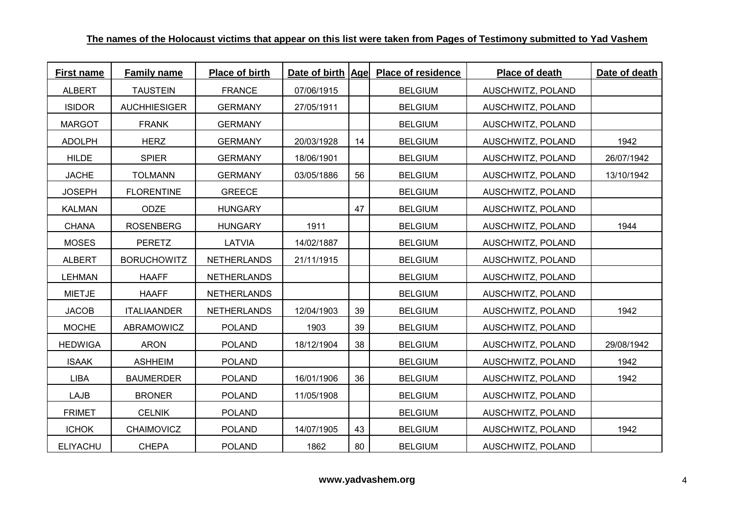**The names of the Holocaust victims that appear on this list were taken from Pages of Testimony submitted to Yad Vashem**

| First name | Family name | Place of birth | Date of birth | Age | Place of residence | Place of death | Date of death |
|---|---|---|---|---|---|---|---|
| ALBERT | TAUSTEIN | FRANCE | 07/06/1915 | | BELGIUM | AUSCHWITZ, POLAND | |
| ISIDOR | AUCHHIESIGER | GERMANY | 27/05/1911 | | BELGIUM | AUSCHWITZ, POLAND | |
| MARGOT | FRANK | GERMANY | | | BELGIUM | AUSCHWITZ, POLAND | |
| ADOLPH | HERZ | GERMANY | 20/03/1928 | 14 | BELGIUM | AUSCHWITZ, POLAND | 1942 |
| HILDE | SPIER | GERMANY | 18/06/1901 | | BELGIUM | AUSCHWITZ, POLAND | 26/07/1942 |
| JACHE | TOLMANN | GERMANY | 03/05/1886 | 56 | BELGIUM | AUSCHWITZ, POLAND | 13/10/1942 |
| JOSEPH | FLORENTINE | GREECE | | | BELGIUM | AUSCHWITZ, POLAND | |
| KALMAN | ODZE | HUNGARY | | 47 | BELGIUM | AUSCHWITZ, POLAND | |
| CHANA | ROSENBERG | HUNGARY | 1911 | | BELGIUM | AUSCHWITZ, POLAND | 1944 |
| MOSES | PERETZ | LATVIA | 14/02/1887 | | BELGIUM | AUSCHWITZ, POLAND | |
| ALBERT | BORUCHOWITZ | NETHERLANDS | 21/11/1915 | | BELGIUM | AUSCHWITZ, POLAND | |
| LEHMAN | HAAFF | NETHERLANDS | | | BELGIUM | AUSCHWITZ, POLAND | |
| MIETJE | HAAFF | NETHERLANDS | | | BELGIUM | AUSCHWITZ, POLAND | |
| JACOB | ITALIAANDER | NETHERLANDS | 12/04/1903 | 39 | BELGIUM | AUSCHWITZ, POLAND | 1942 |
| MOCHE | ABRAMOWICZ | POLAND | 1903 | 39 | BELGIUM | AUSCHWITZ, POLAND | |
| HEDWIGA | ARON | POLAND | 18/12/1904 | 38 | BELGIUM | AUSCHWITZ, POLAND | 29/08/1942 |
| ISAAK | ASHHEIM | POLAND | | | BELGIUM | AUSCHWITZ, POLAND | 1942 |
| LIBA | BAUMERDER | POLAND | 16/01/1906 | 36 | BELGIUM | AUSCHWITZ, POLAND | 1942 |
| LAJB | BRONER | POLAND | 11/05/1908 | | BELGIUM | AUSCHWITZ, POLAND | |
| FRIMET | CELNIK | POLAND | | | BELGIUM | AUSCHWITZ, POLAND | |
| ICHOK | CHAIMOVICZ | POLAND | 14/07/1905 | 43 | BELGIUM | AUSCHWITZ, POLAND | 1942 |
| ELIYACHU | CHEPA | POLAND | 1862 | 80 | BELGIUM | AUSCHWITZ, POLAND | |

**www.yadvashem.org**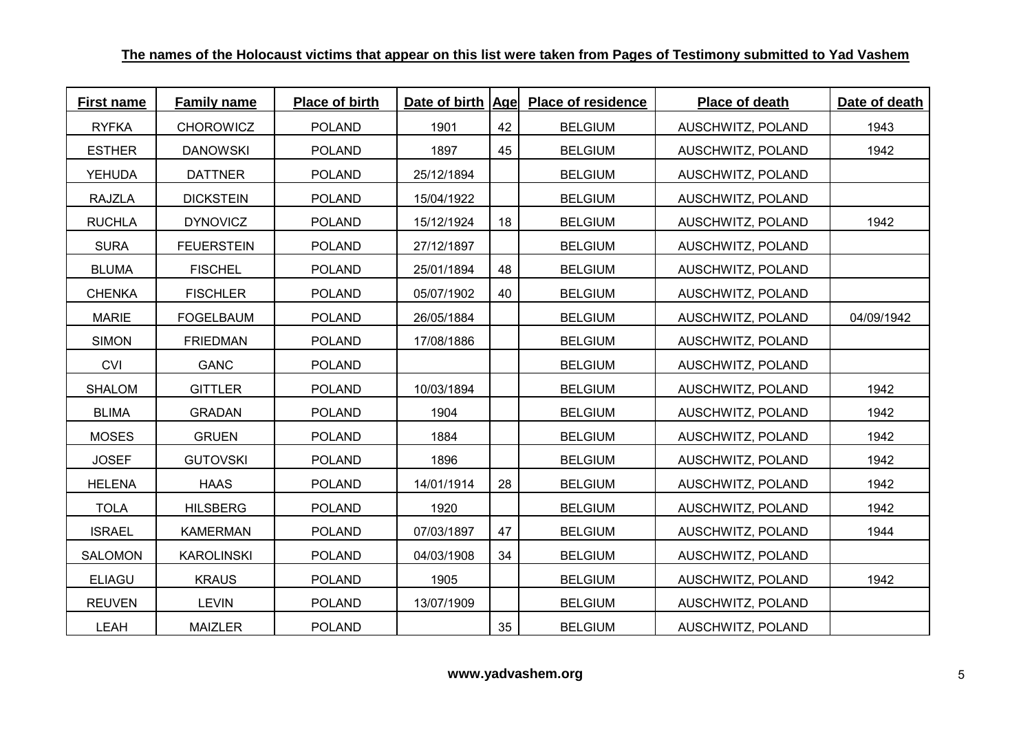**The names of the Holocaust victims that appear on this list were taken from Pages of Testimony submitted to Yad Vashem**

| First name | Family name | Place of birth | Date of birth | Age | Place of residence | Place of death | Date of death |
|---|---|---|---|---|---|---|---|
| RYFKA | CHOROWICZ | POLAND | 1901 | 42 | BELGIUM | AUSCHWITZ, POLAND | 1943 |
| ESTHER | DANOWSKI | POLAND | 1897 | 45 | BELGIUM | AUSCHWITZ, POLAND | 1942 |
| YEHUDA | DATTNER | POLAND | 25/12/1894 | | BELGIUM | AUSCHWITZ, POLAND | |
| RAJZLA | DICKSTEIN | POLAND | 15/04/1922 | | BELGIUM | AUSCHWITZ, POLAND | |
| RUCHLA | DYNOVICZ | POLAND | 15/12/1924 | 18 | BELGIUM | AUSCHWITZ, POLAND | 1942 |
| SURA | FEUERSTEIN | POLAND | 27/12/1897 | | BELGIUM | AUSCHWITZ, POLAND | |
| BLUMA | FISCHEL | POLAND | 25/01/1894 | 48 | BELGIUM | AUSCHWITZ, POLAND | |
| CHENKA | FISCHLER | POLAND | 05/07/1902 | 40 | BELGIUM | AUSCHWITZ, POLAND | |
| MARIE | FOGELBAUM | POLAND | 26/05/1884 | | BELGIUM | AUSCHWITZ, POLAND | 04/09/1942 |
| SIMON | FRIEDMAN | POLAND | 17/08/1886 | | BELGIUM | AUSCHWITZ, POLAND | |
| CVI | GANC | POLAND | | | BELGIUM | AUSCHWITZ, POLAND | |
| SHALOM | GITTLER | POLAND | 10/03/1894 | | BELGIUM | AUSCHWITZ, POLAND | 1942 |
| BLIMA | GRADAN | POLAND | 1904 | | BELGIUM | AUSCHWITZ, POLAND | 1942 |
| MOSES | GRUEN | POLAND | 1884 | | BELGIUM | AUSCHWITZ, POLAND | 1942 |
| JOSEF | GUTOVSKI | POLAND | 1896 | | BELGIUM | AUSCHWITZ, POLAND | 1942 |
| HELENA | HAAS | POLAND | 14/01/1914 | 28 | BELGIUM | AUSCHWITZ, POLAND | 1942 |
| TOLA | HILSBERG | POLAND | 1920 | | BELGIUM | AUSCHWITZ, POLAND | 1942 |
| ISRAEL | KAMERMAN | POLAND | 07/03/1897 | 47 | BELGIUM | AUSCHWITZ, POLAND | 1944 |
| SALOMON | KAROLINSKI | POLAND | 04/03/1908 | 34 | BELGIUM | AUSCHWITZ, POLAND | |
| ELIAGU | KRAUS | POLAND | 1905 | | BELGIUM | AUSCHWITZ, POLAND | 1942 |
| REUVEN | LEVIN | POLAND | 13/07/1909 | | BELGIUM | AUSCHWITZ, POLAND | |
| LEAH | MAIZLER | POLAND | | 35 | BELGIUM | AUSCHWITZ, POLAND | |

**www.yadvashem.org**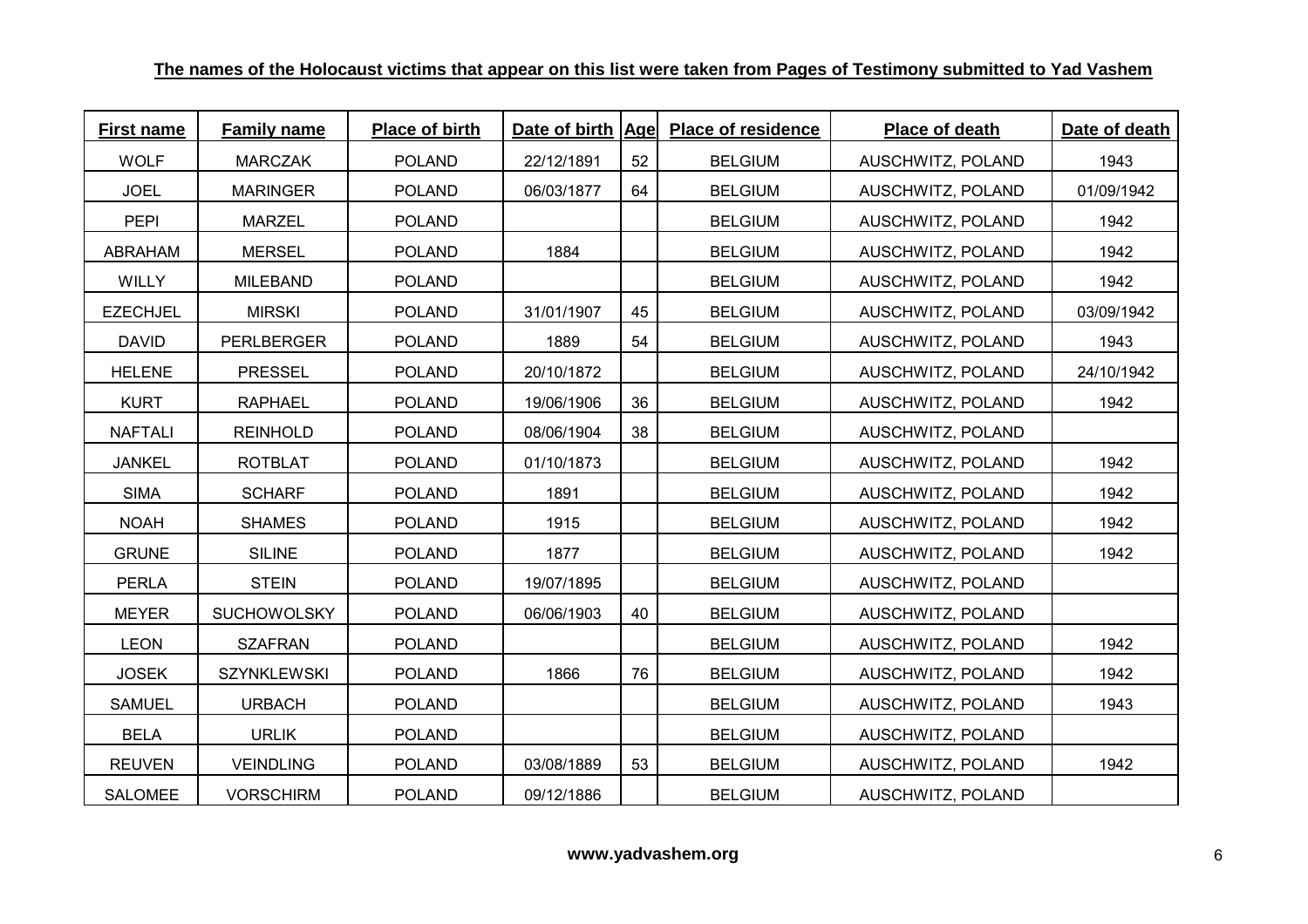**The names of the Holocaust victims that appear on this list were taken from Pages of Testimony submitted to Yad Vashem**

| First name | Family name | Place of birth | Date of birth | Age | Place of residence | Place of death | Date of death |
|---|---|---|---|---|---|---|---|
| WOLF | MARCZAK | POLAND | 22/12/1891 | 52 | BELGIUM | AUSCHWITZ, POLAND | 1943 |
| JOEL | MARINGER | POLAND | 06/03/1877 | 64 | BELGIUM | AUSCHWITZ, POLAND | 01/09/1942 |
| PEPI | MARZEL | POLAND | | | BELGIUM | AUSCHWITZ, POLAND | 1942 |
| ABRAHAM | MERSEL | POLAND | 1884 | | BELGIUM | AUSCHWITZ, POLAND | 1942 |
| WILLY | MILEBAND | POLAND | | | BELGIUM | AUSCHWITZ, POLAND | 1942 |
| EZECHJEL | MIRSKI | POLAND | 31/01/1907 | 45 | BELGIUM | AUSCHWITZ, POLAND | 03/09/1942 |
| DAVID | PERLBERGER | POLAND | 1889 | 54 | BELGIUM | AUSCHWITZ, POLAND | 1943 |
| HELENE | PRESSEL | POLAND | 20/10/1872 | | BELGIUM | AUSCHWITZ, POLAND | 24/10/1942 |
| KURT | RAPHAEL | POLAND | 19/06/1906 | 36 | BELGIUM | AUSCHWITZ, POLAND | 1942 |
| NAFTALI | REINHOLD | POLAND | 08/06/1904 | 38 | BELGIUM | AUSCHWITZ, POLAND | |
| JANKEL | ROTBLAT | POLAND | 01/10/1873 | | BELGIUM | AUSCHWITZ, POLAND | 1942 |
| SIMA | SCHARF | POLAND | 1891 | | BELGIUM | AUSCHWITZ, POLAND | 1942 |
| NOAH | SHAMES | POLAND | 1915 | | BELGIUM | AUSCHWITZ, POLAND | 1942 |
| GRUNE | SILINE | POLAND | 1877 | | BELGIUM | AUSCHWITZ, POLAND | 1942 |
| PERLA | STEIN | POLAND | 19/07/1895 | | BELGIUM | AUSCHWITZ, POLAND | |
| MEYER | SUCHOWOLSKY | POLAND | 06/06/1903 | 40 | BELGIUM | AUSCHWITZ, POLAND | |
| LEON | SZAFRAN | POLAND | | | BELGIUM | AUSCHWITZ, POLAND | 1942 |
| JOSEK | SZYNKLEWSKI | POLAND | 1866 | 76 | BELGIUM | AUSCHWITZ, POLAND | 1942 |
| SAMUEL | URBACH | POLAND | | | BELGIUM | AUSCHWITZ, POLAND | 1943 |
| BELA | URLIK | POLAND | | | BELGIUM | AUSCHWITZ, POLAND | |
| REUVEN | VEINDLING | POLAND | 03/08/1889 | 53 | BELGIUM | AUSCHWITZ, POLAND | 1942 |
| SALOMEE | VORSCHIRM | POLAND | 09/12/1886 | | BELGIUM | AUSCHWITZ, POLAND | |

**www.yadvashem.org**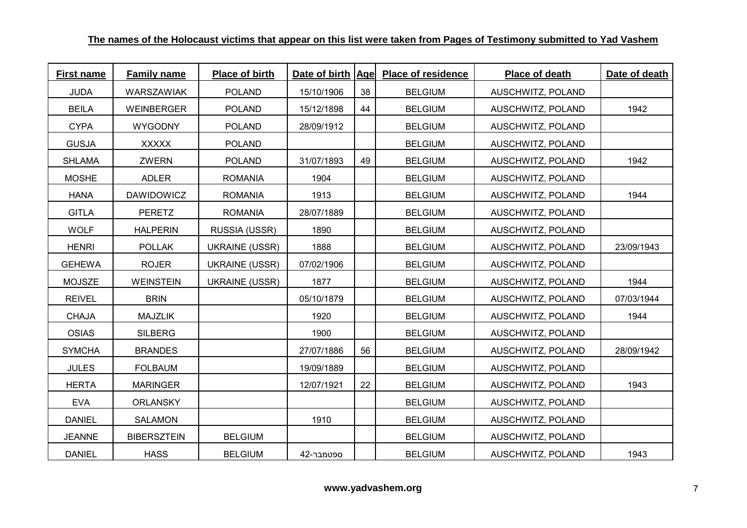**The names of the Holocaust victims that appear on this list were taken from Pages of Testimony submitted to Yad Vashem**

| First name | Family name | Place of birth | Date of birth | Age | Place of residence | Place of death | Date of death |
|---|---|---|---|---|---|---|---|
| JUDA | WARSZAWIAK | POLAND | 15/10/1906 | 38 | BELGIUM | AUSCHWITZ, POLAND | |
| BEILA | WEINBERGER | POLAND | 15/12/1898 | 44 | BELGIUM | AUSCHWITZ, POLAND | 1942 |
| CYPA | WYGODNY | POLAND | 28/09/1912 | | BELGIUM | AUSCHWITZ, POLAND | |
| GUSJA | XXXXX | POLAND | | | BELGIUM | AUSCHWITZ, POLAND | |
| SHLAMA | ZWERN | POLAND | 31/07/1893 | 49 | BELGIUM | AUSCHWITZ, POLAND | 1942 |
| MOSHE | ADLER | ROMANIA | 1904 | | BELGIUM | AUSCHWITZ, POLAND | |
| HANA | DAWIDOWICZ | ROMANIA | 1913 | | BELGIUM | AUSCHWITZ, POLAND | 1944 |
| GITLA | PERETZ | ROMANIA | 28/07/1889 | | BELGIUM | AUSCHWITZ, POLAND | |
| WOLF | HALPERIN | RUSSIA (USSR) | 1890 | | BELGIUM | AUSCHWITZ, POLAND | |
| HENRI | POLLAK | UKRAINE (USSR) | 1888 | | BELGIUM | AUSCHWITZ, POLAND | 23/09/1943 |
| GEHEWA | ROJER | UKRAINE (USSR) | 07/02/1906 | | BELGIUM | AUSCHWITZ, POLAND | |
| MOJSZE | WEINSTEIN | UKRAINE (USSR) | 1877 | | BELGIUM | AUSCHWITZ, POLAND | 1944 |
| REIVEL | BRIN | | 05/10/1879 | | BELGIUM | AUSCHWITZ, POLAND | 07/03/1944 |
| CHAJA | MAJZLIK | | 1920 | | BELGIUM | AUSCHWITZ, POLAND | 1944 |
| OSIAS | SILBERG | | 1900 | | BELGIUM | AUSCHWITZ, POLAND | |
| SYMCHA | BRANDES | | 27/07/1886 | 56 | BELGIUM | AUSCHWITZ, POLAND | 28/09/1942 |
| JULES | FOLBAUM | | 19/09/1889 | | BELGIUM | AUSCHWITZ, POLAND | |
| HERTA | MARINGER | | 12/07/1921 | 22 | BELGIUM | AUSCHWITZ, POLAND | 1943 |
| EVA | ORLANSKY | | | | BELGIUM | AUSCHWITZ, POLAND | |
| DANIEL | SALAMON | | 1910 | | BELGIUM | AUSCHWITZ, POLAND | |
| JEANNE | BIBERSZTEIN | BELGIUM | | | BELGIUM | AUSCHWITZ, POLAND | |
| DANIEL | HASS | BELGIUM | ספטמבר-42 | | BELGIUM | AUSCHWITZ, POLAND | 1943 |

**www.yadvashem.org**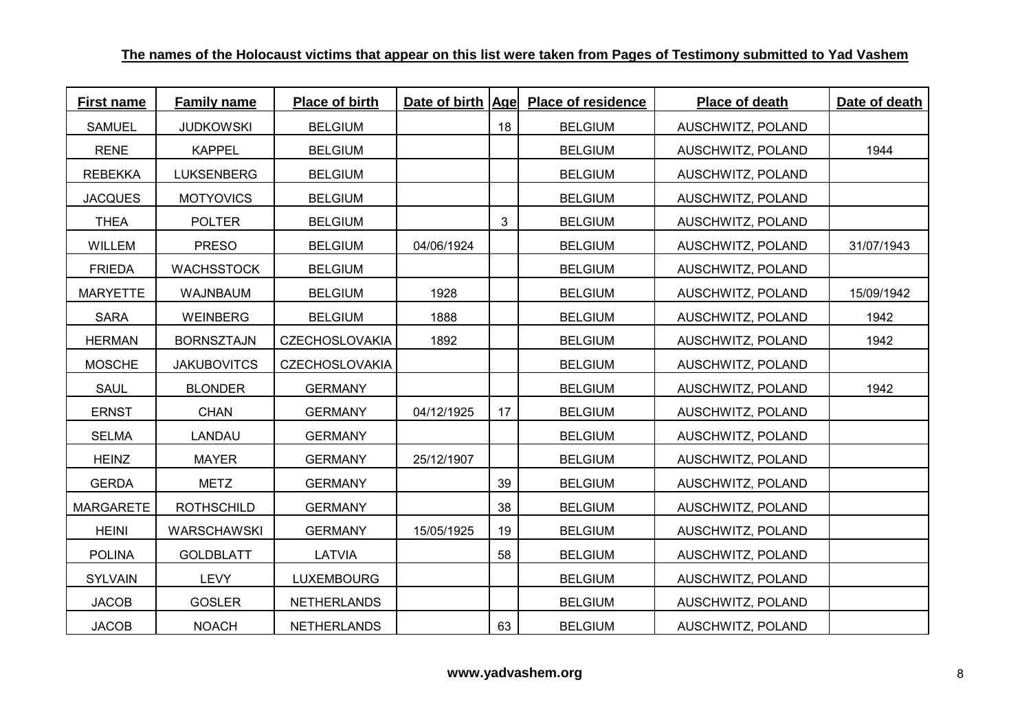**The names of the Holocaust victims that appear on this list were taken from Pages of Testimony submitted to Yad Vashem**

| First name | Family name | Place of birth | Date of birth | Age | Place of residence | Place of death | Date of death |
|---|---|---|---|---|---|---|---|
| SAMUEL | JUDKOWSKI | BELGIUM | | 18 | BELGIUM | AUSCHWITZ, POLAND | |
| RENE | KAPPEL | BELGIUM | | | BELGIUM | AUSCHWITZ, POLAND | 1944 |
| REBEKKA | LUKSENBERG | BELGIUM | | | BELGIUM | AUSCHWITZ, POLAND | |
| JACQUES | MOTYOVICS | BELGIUM | | | BELGIUM | AUSCHWITZ, POLAND | |
| THEA | POLTER | BELGIUM | | 3 | BELGIUM | AUSCHWITZ, POLAND | |
| WILLEM | PRESO | BELGIUM | 04/06/1924 | | BELGIUM | AUSCHWITZ, POLAND | 31/07/1943 |
| FRIEDA | WACHSSTOCK | BELGIUM | | | BELGIUM | AUSCHWITZ, POLAND | |
| MARYETTE | WAJNBAUM | BELGIUM | 1928 | | BELGIUM | AUSCHWITZ, POLAND | 15/09/1942 |
| SARA | WEINBERG | BELGIUM | 1888 | | BELGIUM | AUSCHWITZ, POLAND | 1942 |
| HERMAN | BORNSZTAJN | CZECHOSLOVAKIA | 1892 | | BELGIUM | AUSCHWITZ, POLAND | 1942 |
| MOSCHE | JAKUBOVITCS | CZECHOSLOVAKIA | | | BELGIUM | AUSCHWITZ, POLAND | |
| SAUL | BLONDER | GERMANY | | | BELGIUM | AUSCHWITZ, POLAND | 1942 |
| ERNST | CHAN | GERMANY | 04/12/1925 | 17 | BELGIUM | AUSCHWITZ, POLAND | |
| SELMA | LANDAU | GERMANY | | | BELGIUM | AUSCHWITZ, POLAND | |
| HEINZ | MAYER | GERMANY | 25/12/1907 | | BELGIUM | AUSCHWITZ, POLAND | |
| GERDA | METZ | GERMANY | | 39 | BELGIUM | AUSCHWITZ, POLAND | |
| MARGARETE | ROTHSCHILD | GERMANY | | 38 | BELGIUM | AUSCHWITZ, POLAND | |
| HEINI | WARSCHAWSKI | GERMANY | 15/05/1925 | 19 | BELGIUM | AUSCHWITZ, POLAND | |
| POLINA | GOLDBLATT | LATVIA | | 58 | BELGIUM | AUSCHWITZ, POLAND | |
| SYLVAIN | LEVY | LUXEMBOURG | | | BELGIUM | AUSCHWITZ, POLAND | |
| JACOB | GOSLER | NETHERLANDS | | | BELGIUM | AUSCHWITZ, POLAND | |
| JACOB | NOACH | NETHERLANDS | | 63 | BELGIUM | AUSCHWITZ, POLAND | |

**www.yadvashem.org**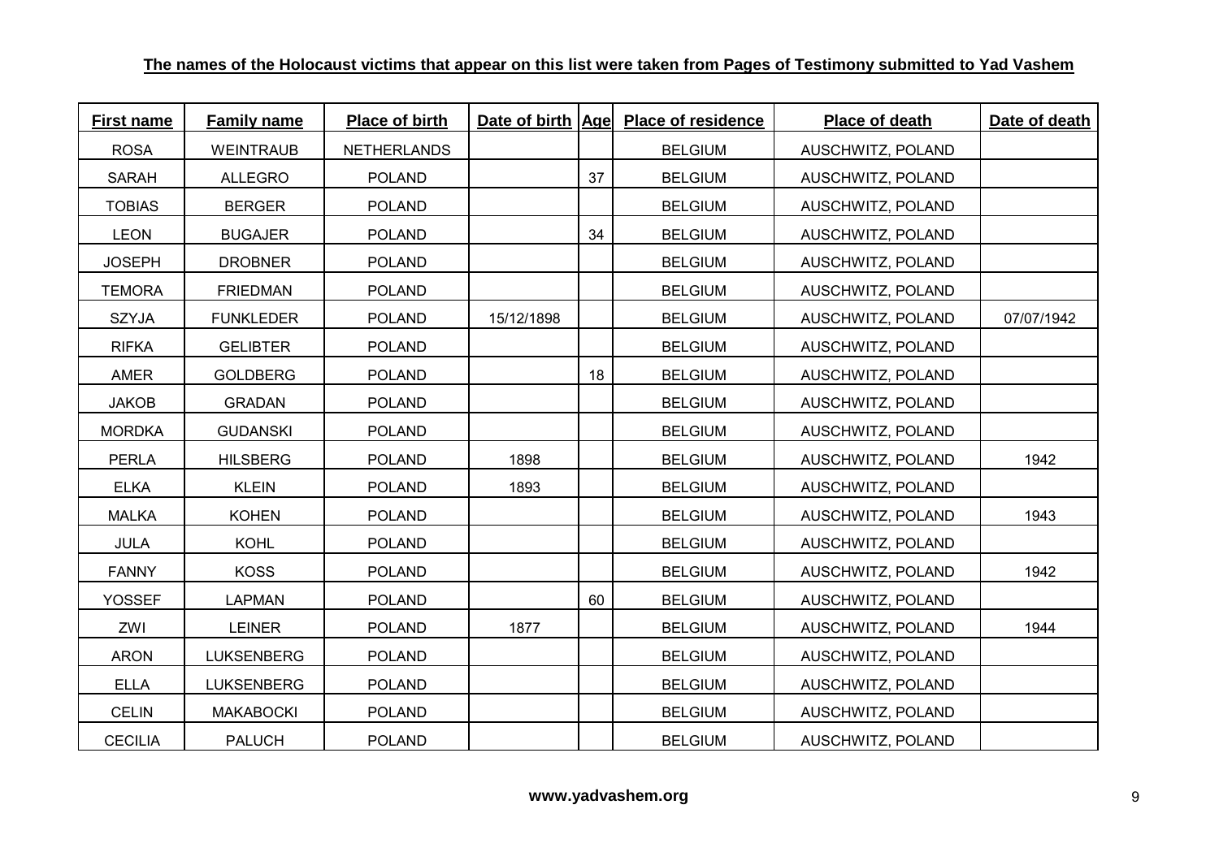**The names of the Holocaust victims that appear on this list were taken from Pages of Testimony submitted to Yad Vashem**

| First name | Family name | Place of birth | Date of birth | Age | Place of residence | Place of death | Date of death |
|---|---|---|---|---|---|---|---|
| ROSA | WEINTRAUB | NETHERLANDS | | | BELGIUM | AUSCHWITZ, POLAND | |
| SARAH | ALLEGRO | POLAND | | 37 | BELGIUM | AUSCHWITZ, POLAND | |
| TOBIAS | BERGER | POLAND | | | BELGIUM | AUSCHWITZ, POLAND | |
| LEON | BUGAJER | POLAND | | 34 | BELGIUM | AUSCHWITZ, POLAND | |
| JOSEPH | DROBNER | POLAND | | | BELGIUM | AUSCHWITZ, POLAND | |
| TEMORA | FRIEDMAN | POLAND | | | BELGIUM | AUSCHWITZ, POLAND | |
| SZYJA | FUNKLEDER | POLAND | 15/12/1898 | | BELGIUM | AUSCHWITZ, POLAND | 07/07/1942 |
| RIFKA | GELIBTER | POLAND | | | BELGIUM | AUSCHWITZ, POLAND | |
| AMER | GOLDBERG | POLAND | | 18 | BELGIUM | AUSCHWITZ, POLAND | |
| JAKOB | GRADAN | POLAND | | | BELGIUM | AUSCHWITZ, POLAND | |
| MORDKA | GUDANSKI | POLAND | | | BELGIUM | AUSCHWITZ, POLAND | |
| PERLA | HILSBERG | POLAND | 1898 | | BELGIUM | AUSCHWITZ, POLAND | 1942 |
| ELKA | KLEIN | POLAND | 1893 | | BELGIUM | AUSCHWITZ, POLAND | |
| MALKA | KOHEN | POLAND | | | BELGIUM | AUSCHWITZ, POLAND | 1943 |
| JULA | KOHL | POLAND | | | BELGIUM | AUSCHWITZ, POLAND | |
| FANNY | KOSS | POLAND | | | BELGIUM | AUSCHWITZ, POLAND | 1942 |
| YOSSEF | LAPMAN | POLAND | | 60 | BELGIUM | AUSCHWITZ, POLAND | |
| ZWI | LEINER | POLAND | 1877 | | BELGIUM | AUSCHWITZ, POLAND | 1944 |
| ARON | LUKSENBERG | POLAND | | | BELGIUM | AUSCHWITZ, POLAND | |
| ELLA | LUKSENBERG | POLAND | | | BELGIUM | AUSCHWITZ, POLAND | |
| CELIN | MAKABOCKI | POLAND | | | BELGIUM | AUSCHWITZ, POLAND | |
| CECILIA | PALUCH | POLAND | | | BELGIUM | AUSCHWITZ, POLAND | |

**www.yadvashem.org**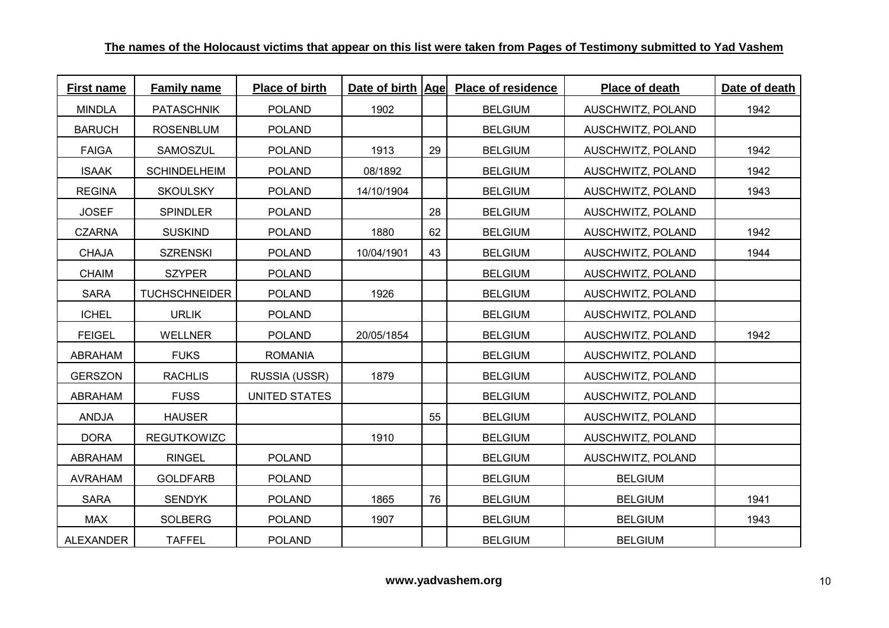**The names of the Holocaust victims that appear on this list were taken from Pages of Testimony submitted to Yad Vashem**

| First name | Family name | Place of birth | Date of birth | Age | Place of residence | Place of death | Date of death |
|---|---|---|---|---|---|---|---|
| MINDLA | PATASCHNIK | POLAND | 1902 | | BELGIUM | AUSCHWITZ, POLAND | 1942 |
| BARUCH | ROSENBLUM | POLAND | | | BELGIUM | AUSCHWITZ, POLAND | |
| FAIGA | SAMOSZUL | POLAND | 1913 | 29 | BELGIUM | AUSCHWITZ, POLAND | 1942 |
| ISAAK | SCHINDELHEIM | POLAND | 08/1892 | | BELGIUM | AUSCHWITZ, POLAND | 1942 |
| REGINA | SKOULSKY | POLAND | 14/10/1904 | | BELGIUM | AUSCHWITZ, POLAND | 1943 |
| JOSEF | SPINDLER | POLAND | | 28 | BELGIUM | AUSCHWITZ, POLAND | |
| CZARNA | SUSKIND | POLAND | 1880 | 62 | BELGIUM | AUSCHWITZ, POLAND | 1942 |
| CHAJA | SZRENSKI | POLAND | 10/04/1901 | 43 | BELGIUM | AUSCHWITZ, POLAND | 1944 |
| CHAIM | SZYPER | POLAND | | | BELGIUM | AUSCHWITZ, POLAND | |
| SARA | TUCHSCHNEIDER | POLAND | 1926 | | BELGIUM | AUSCHWITZ, POLAND | |
| ICHEL | URLIK | POLAND | | | BELGIUM | AUSCHWITZ, POLAND | |
| FEIGEL | WELLNER | POLAND | 20/05/1854 | | BELGIUM | AUSCHWITZ, POLAND | 1942 |
| ABRAHAM | FUKS | ROMANIA | | | BELGIUM | AUSCHWITZ, POLAND | |
| GERSZON | RACHLIS | RUSSIA (USSR) | 1879 | | BELGIUM | AUSCHWITZ, POLAND | |
| ABRAHAM | FUSS | UNITED STATES | | | BELGIUM | AUSCHWITZ, POLAND | |
| ANDJA | HAUSER | | | 55 | BELGIUM | AUSCHWITZ, POLAND | |
| DORA | REGUTKOWIZC | | 1910 | | BELGIUM | AUSCHWITZ, POLAND | |
| ABRAHAM | RINGEL | POLAND | | | BELGIUM | AUSCHWITZ, POLAND | |
| AVRAHAM | GOLDFARB | POLAND | | | BELGIUM | BELGIUM | |
| SARA | SENDYK | POLAND | 1865 | 76 | BELGIUM | BELGIUM | 1941 |
| MAX | SOLBERG | POLAND | 1907 | | BELGIUM | BELGIUM | 1943 |
| ALEXANDER | TAFFEL | POLAND | | | BELGIUM | BELGIUM | |

**www.yadvashem.org**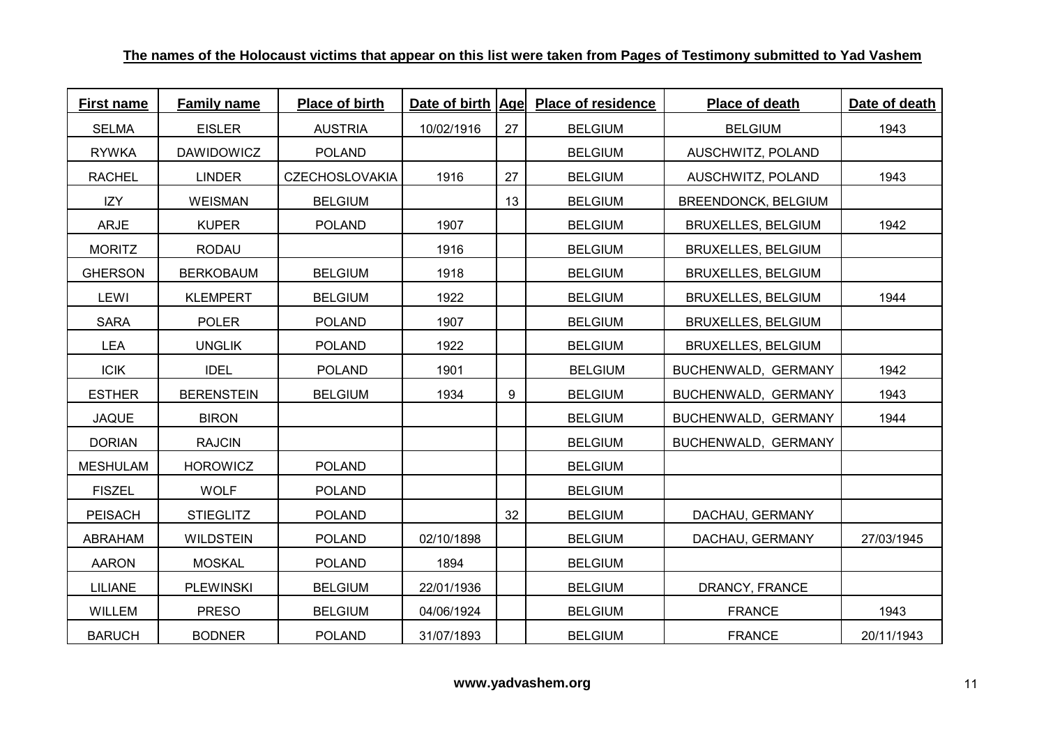**The names of the Holocaust victims that appear on this list were taken from Pages of Testimony submitted to Yad Vashem**

| First name | Family name | Place of birth | Date of birth | Age | Place of residence | Place of death | Date of death |
|---|---|---|---|---|---|---|---|
| SELMA | EISLER | AUSTRIA | 10/02/1916 | 27 | BELGIUM | BELGIUM | 1943 |
| RYWKA | DAWIDOWICZ | POLAND | | | BELGIUM | AUSCHWITZ, POLAND | |
| RACHEL | LINDER | CZECHOSLOVAKIA | 1916 | 27 | BELGIUM | AUSCHWITZ, POLAND | 1943 |
| IZY | WEISMAN | BELGIUM | | 13 | BELGIUM | BREENDONCK, BELGIUM | |
| ARJE | KUPER | POLAND | 1907 | | BELGIUM | BRUXELLES, BELGIUM | 1942 |
| MORITZ | RODAU | | 1916 | | BELGIUM | BRUXELLES, BELGIUM | |
| GHERSON | BERKOBAUM | BELGIUM | 1918 | | BELGIUM | BRUXELLES, BELGIUM | |
| LEWI | KLEMPERT | BELGIUM | 1922 | | BELGIUM | BRUXELLES, BELGIUM | 1944 |
| SARA | POLER | POLAND | 1907 | | BELGIUM | BRUXELLES, BELGIUM | |
| LEA | UNGLIK | POLAND | 1922 | | BELGIUM | BRUXELLES, BELGIUM | |
| ICIK | IDEL | POLAND | 1901 | | BELGIUM | BUCHENWALD, GERMANY | 1942 |
| ESTHER | BERENSTEIN | BELGIUM | 1934 | 9 | BELGIUM | BUCHENWALD, GERMANY | 1943 |
| JAQUE | BIRON | | | | BELGIUM | BUCHENWALD, GERMANY | 1944 |
| DORIAN | RAJCIN | | | | BELGIUM | BUCHENWALD, GERMANY | |
| MESHULAM | HOROWICZ | POLAND | | | BELGIUM | | |
| FISZEL | WOLF | POLAND | | | BELGIUM | | |
| PEISACH | STIEGLITZ | POLAND | | 32 | BELGIUM | DACHAU, GERMANY | |
| ABRAHAM | WILDSTEIN | POLAND | 02/10/1898 | | BELGIUM | DACHAU, GERMANY | 27/03/1945 |
| AARON | MOSKAL | POLAND | 1894 | | BELGIUM | | |
| LILIANE | PLEWINSKI | BELGIUM | 22/01/1936 | | BELGIUM | DRANCY, FRANCE | |
| WILLEM | PRESO | BELGIUM | 04/06/1924 | | BELGIUM | FRANCE | 1943 |
| BARUCH | BODNER | POLAND | 31/07/1893 | | BELGIUM | FRANCE | 20/11/1943 |

**www.yadvashem.org**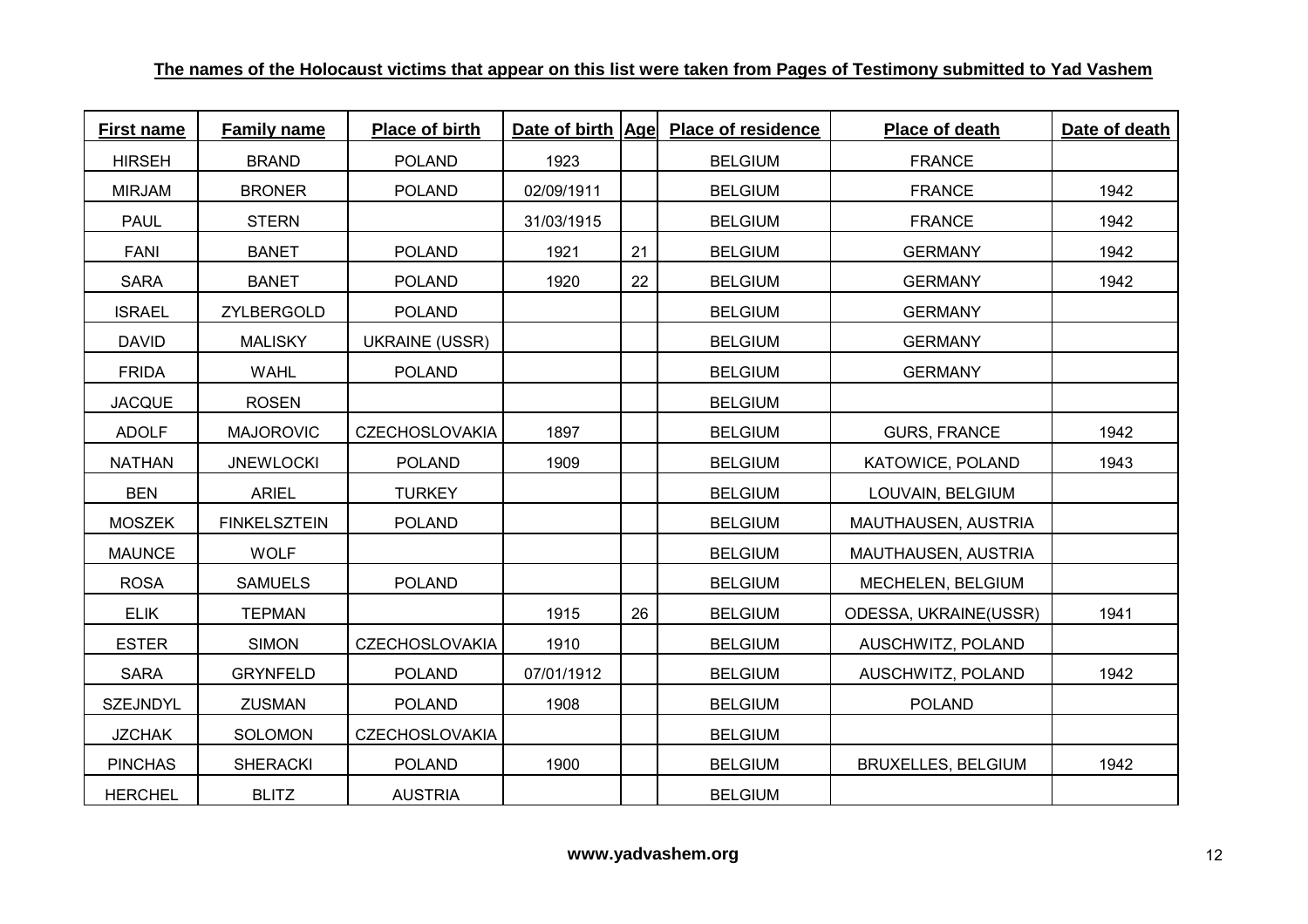**The names of the Holocaust victims that appear on this list were taken from Pages of Testimony submitted to Yad Vashem**

| First name | Family name | Place of birth | Date of birth | Age | Place of residence | Place of death | Date of death |
|---|---|---|---|---|---|---|---|
| HIRSEH | BRAND | POLAND | 1923 | | BELGIUM | FRANCE | |
| MIRJAM | BRONER | POLAND | 02/09/1911 | | BELGIUM | FRANCE | 1942 |
| PAUL | STERN | | 31/03/1915 | | BELGIUM | FRANCE | 1942 |
| FANI | BANET | POLAND | 1921 | 21 | BELGIUM | GERMANY | 1942 |
| SARA | BANET | POLAND | 1920 | 22 | BELGIUM | GERMANY | 1942 |
| ISRAEL | ZYLBERGOLD | POLAND | | | BELGIUM | GERMANY | |
| DAVID | MALISKY | UKRAINE (USSR) | | | BELGIUM | GERMANY | |
| FRIDA | WAHL | POLAND | | | BELGIUM | GERMANY | |
| JACQUE | ROSEN | | | | BELGIUM | | |
| ADOLF | MAJOROVIC | CZECHOSLOVAKIA | 1897 | | BELGIUM | GURS, FRANCE | 1942 |
| NATHAN | JNEWLOCKI | POLAND | 1909 | | BELGIUM | KATOWICE, POLAND | 1943 |
| BEN | ARIEL | TURKEY | | | BELGIUM | LOUVAIN, BELGIUM | |
| MOSZEK | FINKELSZTEIN | POLAND | | | BELGIUM | MAUTHAUSEN, AUSTRIA | |
| MAUNCE | WOLF | | | | BELGIUM | MAUTHAUSEN, AUSTRIA | |
| ROSA | SAMUELS | POLAND | | | BELGIUM | MECHELEN, BELGIUM | |
| ELIK | TEPMAN | | 1915 | 26 | BELGIUM | ODESSA, UKRAINE(USSR) | 1941 |
| ESTER | SIMON | CZECHOSLOVAKIA | 1910 | | BELGIUM | AUSCHWITZ, POLAND | |
| SARA | GRYNFELD | POLAND | 07/01/1912 | | BELGIUM | AUSCHWITZ, POLAND | 1942 |
| SZEJNDYL | ZUSMAN | POLAND | 1908 | | BELGIUM | POLAND | |
| JZCHAK | SOLOMON | CZECHOSLOVAKIA | | | BELGIUM | | |
| PINCHAS | SHERACKI | POLAND | 1900 | | BELGIUM | BRUXELLES, BELGIUM | 1942 |
| HERCHEL | BLITZ | AUSTRIA | | | BELGIUM | | |

**www.yadvashem.org**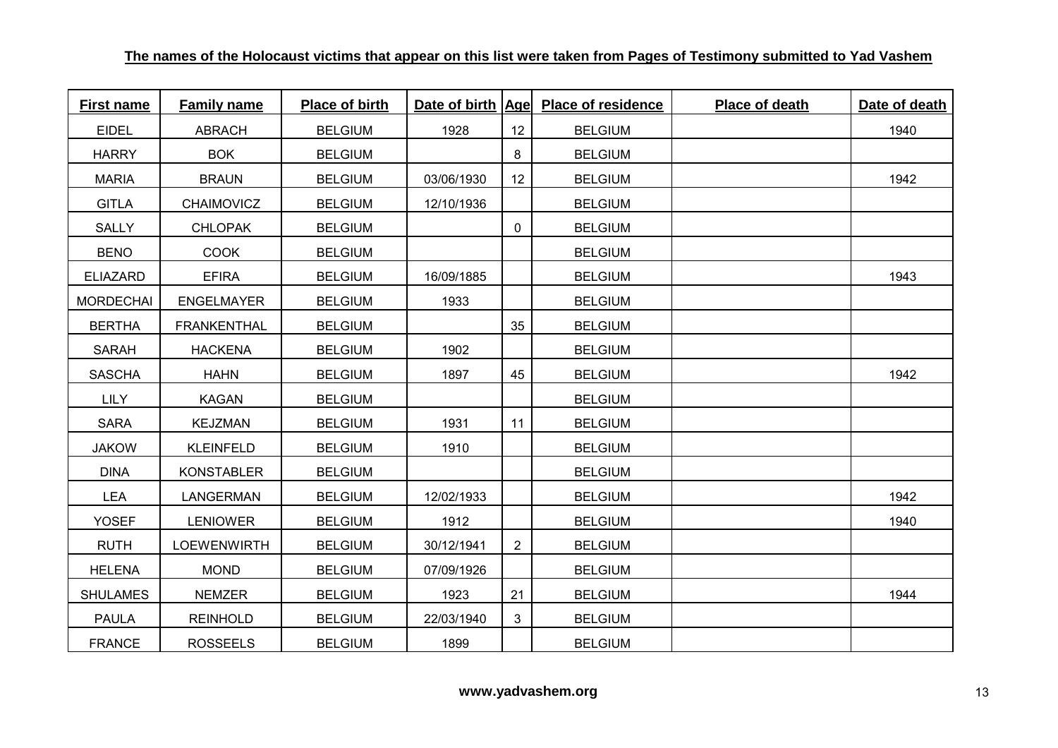**The names of the Holocaust victims that appear on this list were taken from Pages of Testimony submitted to Yad Vashem**

| First name | Family name | Place of birth | Date of birth | Age | Place of residence | Place of death | Date of death |
|---|---|---|---|---|---|---|---|
| EIDEL | ABRACH | BELGIUM | 1928 | 12 | BELGIUM | | 1940 |
| HARRY | BOK | BELGIUM | | 8 | BELGIUM | | |
| MARIA | BRAUN | BELGIUM | 03/06/1930 | 12 | BELGIUM | | 1942 |
| GITLA | CHAIMOVICZ | BELGIUM | 12/10/1936 | | BELGIUM | | |
| SALLY | CHLOPAK | BELGIUM | | 0 | BELGIUM | | |
| BENO | COOK | BELGIUM | | | BELGIUM | | |
| ELIAZARD | EFIRA | BELGIUM | 16/09/1885 | | BELGIUM | | 1943 |
| MORDECHAI | ENGELMAYER | BELGIUM | 1933 | | BELGIUM | | |
| BERTHA | FRANKENTHAL | BELGIUM | | 35 | BELGIUM | | |
| SARAH | HACKENA | BELGIUM | 1902 | | BELGIUM | | |
| SASCHA | HAHN | BELGIUM | 1897 | 45 | BELGIUM | | 1942 |
| LILY | KAGAN | BELGIUM | | | BELGIUM | | |
| SARA | KEJZMAN | BELGIUM | 1931 | 11 | BELGIUM | | |
| JAKOW | KLEINFELD | BELGIUM | 1910 | | BELGIUM | | |
| DINA | KONSTABLER | BELGIUM | | | BELGIUM | | |
| LEA | LANGERMAN | BELGIUM | 12/02/1933 | | BELGIUM | | 1942 |
| YOSEF | LENIOWER | BELGIUM | 1912 | | BELGIUM | | 1940 |
| RUTH | LOEWENWIRTH | BELGIUM | 30/12/1941 | 2 | BELGIUM | | |
| HELENA | MOND | BELGIUM | 07/09/1926 | | BELGIUM | | |
| SHULAMES | NEMZER | BELGIUM | 1923 | 21 | BELGIUM | | 1944 |
| PAULA | REINHOLD | BELGIUM | 22/03/1940 | 3 | BELGIUM | | |
| FRANCE | ROSSEELS | BELGIUM | 1899 | | BELGIUM | | |

**www.yadvashem.org**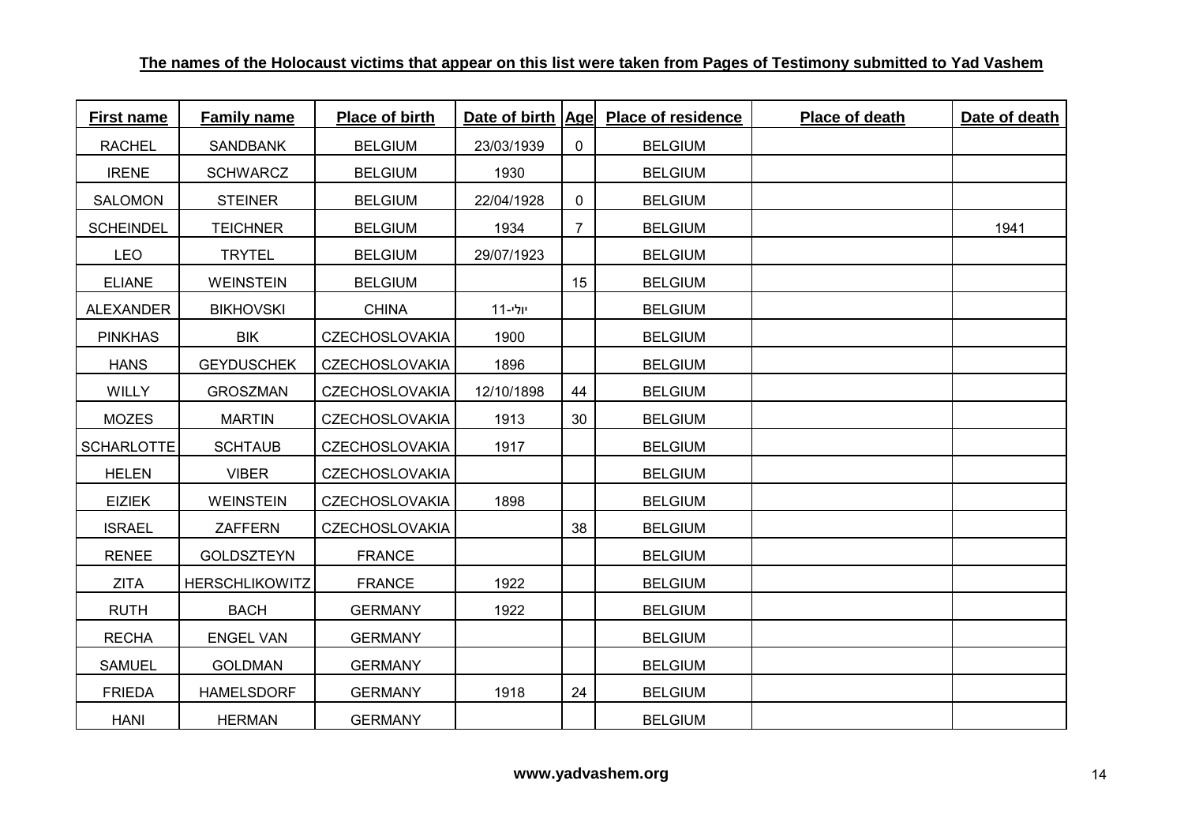**The names of the Holocaust victims that appear on this list were taken from Pages of Testimony submitted to Yad Vashem**

| First name | Family name | Place of birth | Date of birth | Age | Place of residence | Place of death | Date of death |
|---|---|---|---|---|---|---|---|
| RACHEL | SANDBANK | BELGIUM | 23/03/1939 | 0 | BELGIUM | | |
| IRENE | SCHWARCZ | BELGIUM | 1930 | | BELGIUM | | |
| SALOMON | STEINER | BELGIUM | 22/04/1928 | 0 | BELGIUM | | |
| SCHEINDEL | TEICHNER | BELGIUM | 1934 | 7 | BELGIUM | | 1941 |
| LEO | TRYTEL | BELGIUM | 29/07/1923 | | BELGIUM | | |
| ELIANE | WEINSTEIN | BELGIUM | | 15 | BELGIUM | | |
| ALEXANDER | BIKHOVSKI | CHINA | יולי-11 | | BELGIUM | | |
| PINKHAS | BIK | CZECHOSLOVAKIA | 1900 | | BELGIUM | | |
| HANS | GEYDUSCHEK | CZECHOSLOVAKIA | 1896 | | BELGIUM | | |
| WILLY | GROSZMAN | CZECHOSLOVAKIA | 12/10/1898 | 44 | BELGIUM | | |
| MOZES | MARTIN | CZECHOSLOVAKIA | 1913 | 30 | BELGIUM | | |
| SCHARLOTTE | SCHTAUB | CZECHOSLOVAKIA | 1917 | | BELGIUM | | |
| HELEN | VIBER | CZECHOSLOVAKIA | | | BELGIUM | | |
| EIZIEK | WEINSTEIN | CZECHOSLOVAKIA | 1898 | | BELGIUM | | |
| ISRAEL | ZAFFERN | CZECHOSLOVAKIA | | 38 | BELGIUM | | |
| RENEE | GOLDSZTEYN | FRANCE | | | BELGIUM | | |
| ZITA | HERSCHLIKOWITZ | FRANCE | 1922 | | BELGIUM | | |
| RUTH | BACH | GERMANY | 1922 | | BELGIUM | | |
| RECHA | ENGEL VAN | GERMANY | | | BELGIUM | | |
| SAMUEL | GOLDMAN | GERMANY | | | BELGIUM | | |
| FRIEDA | HAMELSDORF | GERMANY | 1918 | 24 | BELGIUM | | |
| HANI | HERMAN | GERMANY | | | BELGIUM | | |

**www.yadvashem.org**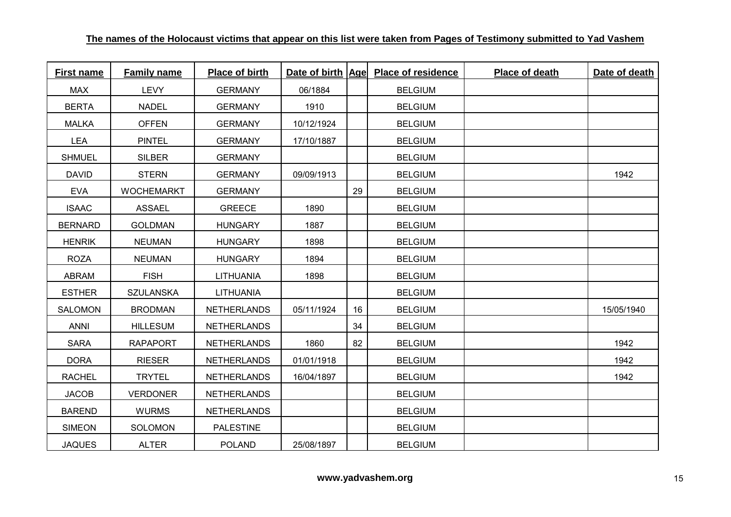**The names of the Holocaust victims that appear on this list were taken from Pages of Testimony submitted to Yad Vashem**

| First name | Family name | Place of birth | Date of birth | Age | Place of residence | Place of death | Date of death |
|---|---|---|---|---|---|---|---|
| MAX | LEVY | GERMANY | 06/1884 | | BELGIUM | | |
| BERTA | NADEL | GERMANY | 1910 | | BELGIUM | | |
| MALKA | OFFEN | GERMANY | 10/12/1924 | | BELGIUM | | |
| LEA | PINTEL | GERMANY | 17/10/1887 | | BELGIUM | | |
| SHMUEL | SILBER | GERMANY | | | BELGIUM | | |
| DAVID | STERN | GERMANY | 09/09/1913 | | BELGIUM | | 1942 |
| EVA | WOCHEMARKT | GERMANY | | 29 | BELGIUM | | |
| ISAAC | ASSAEL | GREECE | 1890 | | BELGIUM | | |
| BERNARD | GOLDMAN | HUNGARY | 1887 | | BELGIUM | | |
| HENRIK | NEUMAN | HUNGARY | 1898 | | BELGIUM | | |
| ROZA | NEUMAN | HUNGARY | 1894 | | BELGIUM | | |
| ABRAM | FISH | LITHUANIA | 1898 | | BELGIUM | | |
| ESTHER | SZULANSKA | LITHUANIA | | | BELGIUM | | |
| SALOMON | BRODMAN | NETHERLANDS | 05/11/1924 | 16 | BELGIUM | | 15/05/1940 |
| ANNI | HILLESUM | NETHERLANDS | | 34 | BELGIUM | | |
| SARA | RAPAPORT | NETHERLANDS | 1860 | 82 | BELGIUM | | 1942 |
| DORA | RIESER | NETHERLANDS | 01/01/1918 | | BELGIUM | | 1942 |
| RACHEL | TRYTEL | NETHERLANDS | 16/04/1897 | | BELGIUM | | 1942 |
| JACOB | VERDONER | NETHERLANDS | | | BELGIUM | | |
| BAREND | WURMS | NETHERLANDS | | | BELGIUM | | |
| SIMEON | SOLOMON | PALESTINE | | | BELGIUM | | |
| JAQUES | ALTER | POLAND | 25/08/1897 | | BELGIUM | | |

**www.yadvashem.org**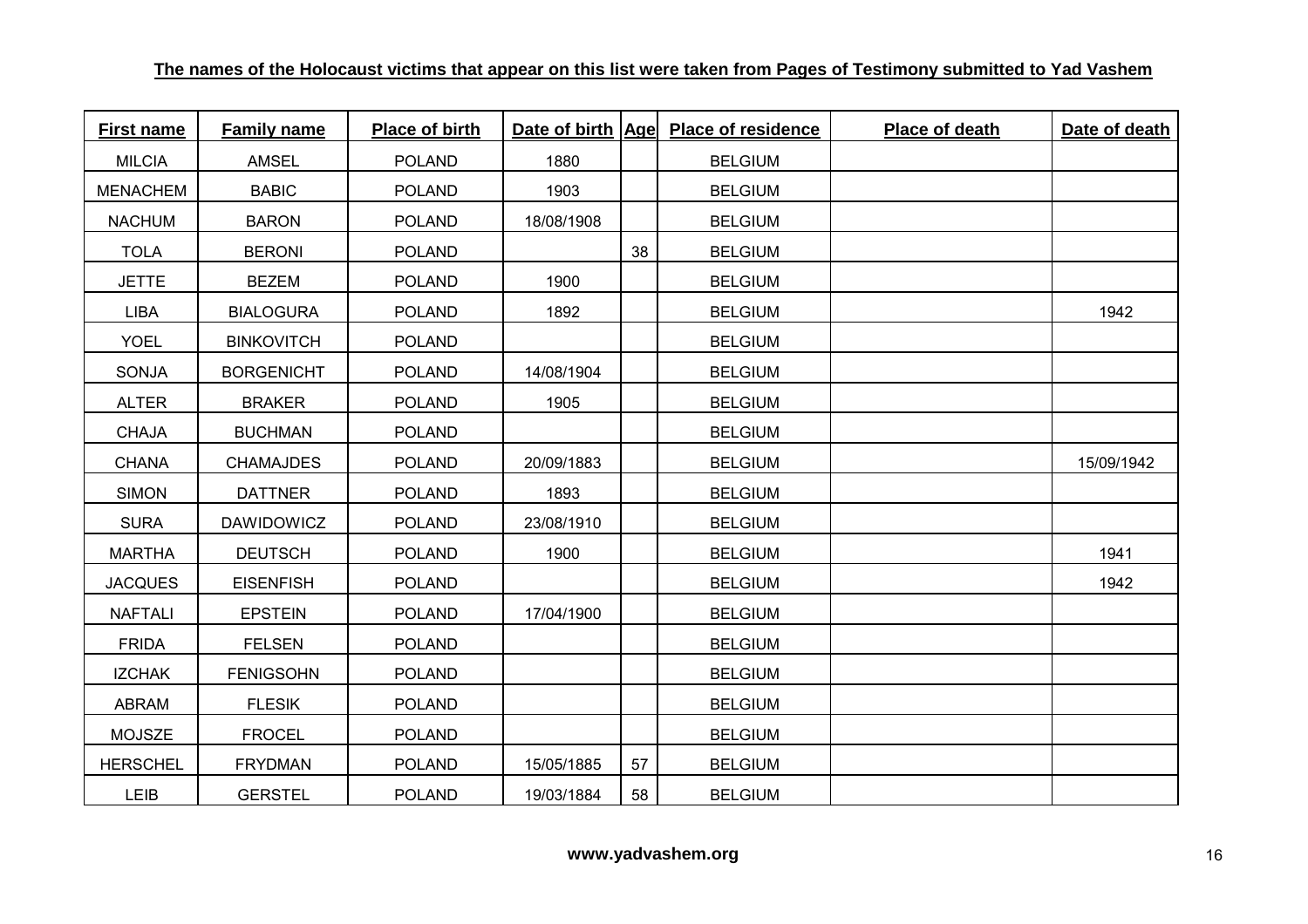**The names of the Holocaust victims that appear on this list were taken from Pages of Testimony submitted to Yad Vashem**

| First name | Family name | Place of birth | Date of birth | Age | Place of residence | Place of death | Date of death |
|---|---|---|---|---|---|---|---|
| MILCIA | AMSEL | POLAND | 1880 | | BELGIUM | | |
| MENACHEM | BABIC | POLAND | 1903 | | BELGIUM | | |
| NACHUM | BARON | POLAND | 18/08/1908 | | BELGIUM | | |
| TOLA | BERONI | POLAND | | 38 | BELGIUM | | |
| JETTE | BEZEM | POLAND | 1900 | | BELGIUM | | |
| LIBA | BIALOGURA | POLAND | 1892 | | BELGIUM | | 1942 |
| YOEL | BINKOVITCH | POLAND | | | BELGIUM | | |
| SONJA | BORGENICHT | POLAND | 14/08/1904 | | BELGIUM | | |
| ALTER | BRAKER | POLAND | 1905 | | BELGIUM | | |
| CHAJA | BUCHMAN | POLAND | | | BELGIUM | | |
| CHANA | CHAMAJDES | POLAND | 20/09/1883 | | BELGIUM | | 15/09/1942 |
| SIMON | DATTNER | POLAND | 1893 | | BELGIUM | | |
| SURA | DAWIDOWICZ | POLAND | 23/08/1910 | | BELGIUM | | |
| MARTHA | DEUTSCH | POLAND | 1900 | | BELGIUM | | 1941 |
| JACQUES | EISENFISH | POLAND | | | BELGIUM | | 1942 |
| NAFTALI | EPSTEIN | POLAND | 17/04/1900 | | BELGIUM | | |
| FRIDA | FELSEN | POLAND | | | BELGIUM | | |
| IZCHAK | FENIGSOHN | POLAND | | | BELGIUM | | |
| ABRAM | FLESIK | POLAND | | | BELGIUM | | |
| MOJSZE | FROCEL | POLAND | | | BELGIUM | | |
| HERSCHEL | FRYDMAN | POLAND | 15/05/1885 | 57 | BELGIUM | | |
| LEIB | GERSTEL | POLAND | 19/03/1884 | 58 | BELGIUM | | |

**www.yadvashem.org**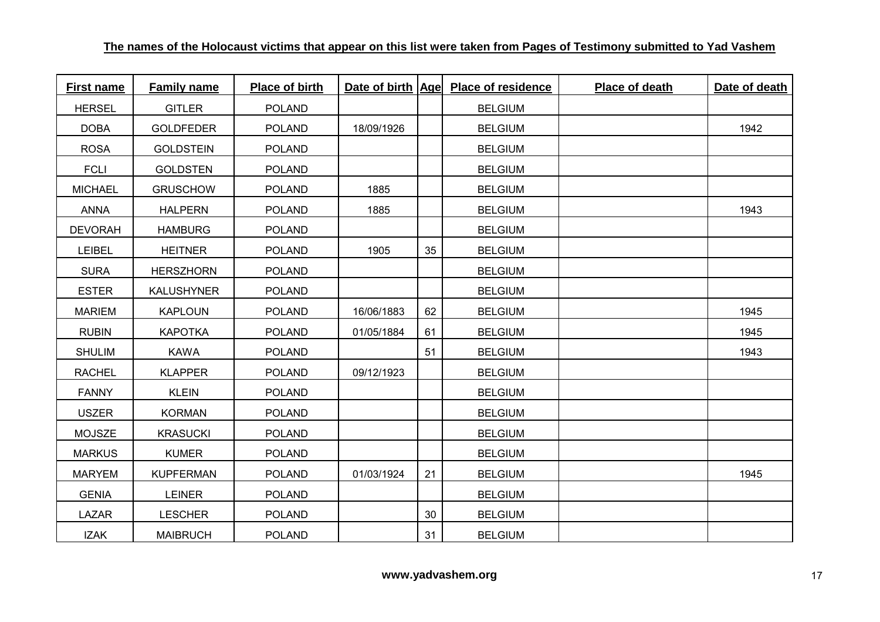**The names of the Holocaust victims that appear on this list were taken from Pages of Testimony submitted to Yad Vashem**

| First name | Family name | Place of birth | Date of birth | Age | Place of residence | Place of death | Date of death |
|---|---|---|---|---|---|---|---|
| HERSEL | GITLER | POLAND | | | BELGIUM | | |
| DOBA | GOLDFEDER | POLAND | 18/09/1926 | | BELGIUM | | 1942 |
| ROSA | GOLDSTEIN | POLAND | | | BELGIUM | | |
| FCLI | GOLDSTEN | POLAND | | | BELGIUM | | |
| MICHAEL | GRUSCHOW | POLAND | 1885 | | BELGIUM | | |
| ANNA | HALPERN | POLAND | 1885 | | BELGIUM | | 1943 |
| DEVORAH | HAMBURG | POLAND | | | BELGIUM | | |
| LEIBEL | HEITNER | POLAND | 1905 | 35 | BELGIUM | | |
| SURA | HERSZHORN | POLAND | | | BELGIUM | | |
| ESTER | KALUSHYNER | POLAND | | | BELGIUM | | |
| MARIEM | KAPLOUN | POLAND | 16/06/1883 | 62 | BELGIUM | | 1945 |
| RUBIN | KAPOTKA | POLAND | 01/05/1884 | 61 | BELGIUM | | 1945 |
| SHULIM | KAWA | POLAND | | 51 | BELGIUM | | 1943 |
| RACHEL | KLAPPER | POLAND | 09/12/1923 | | BELGIUM | | |
| FANNY | KLEIN | POLAND | | | BELGIUM | | |
| USZER | KORMAN | POLAND | | | BELGIUM | | |
| MOJSZE | KRASUCKI | POLAND | | | BELGIUM | | |
| MARKUS | KUMER | POLAND | | | BELGIUM | | |
| MARYEM | KUPFERMAN | POLAND | 01/03/1924 | 21 | BELGIUM | | 1945 |
| GENIA | LEINER | POLAND | | | BELGIUM | | |
| LAZAR | LESCHER | POLAND | | 30 | BELGIUM | | |
| IZAK | MAIBRUCH | POLAND | | 31 | BELGIUM | | |

**www.yadvashem.org**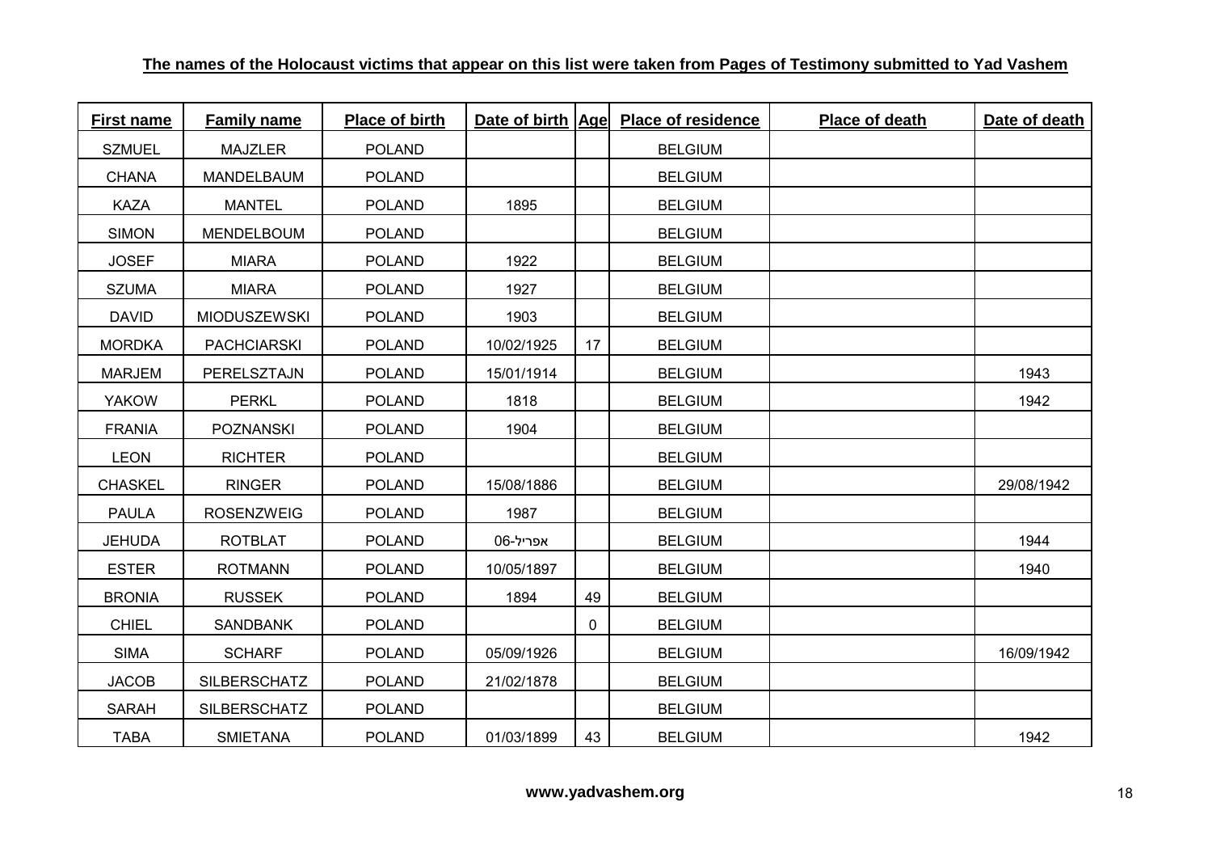**The names of the Holocaust victims that appear on this list were taken from Pages of Testimony submitted to Yad Vashem**

| First name | Family name | Place of birth | Date of birth | Age | Place of residence | Place of death | Date of death |
|---|---|---|---|---|---|---|---|
| SZMUEL | MAJZLER | POLAND | | | BELGIUM | | |
| CHANA | MANDELBAUM | POLAND | | | BELGIUM | | |
| KAZA | MANTEL | POLAND | 1895 | | BELGIUM | | |
| SIMON | MENDELBOUM | POLAND | | | BELGIUM | | |
| JOSEF | MIARA | POLAND | 1922 | | BELGIUM | | |
| SZUMA | MIARA | POLAND | 1927 | | BELGIUM | | |
| DAVID | MIODUSZEWSKI | POLAND | 1903 | | BELGIUM | | |
| MORDKA | PACHCIARSKI | POLAND | 10/02/1925 | 17 | BELGIUM | | |
| MARJEM | PERELSZTAJN | POLAND | 15/01/1914 | | BELGIUM | | 1943 |
| YAKOW | PERKL | POLAND | 1818 | | BELGIUM | | 1942 |
| FRANIA | POZNANSKI | POLAND | 1904 | | BELGIUM | | |
| LEON | RICHTER | POLAND | | | BELGIUM | | |
| CHASKEL | RINGER | POLAND | 15/08/1886 | | BELGIUM | | 29/08/1942 |
| PAULA | ROSENZWEIG | POLAND | 1987 | | BELGIUM | | |
| JEHUDA | ROTBLAT | POLAND | אפריל-06 | | BELGIUM | | 1944 |
| ESTER | ROTMANN | POLAND | 10/05/1897 | | BELGIUM | | 1940 |
| BRONIA | RUSSEK | POLAND | 1894 | 49 | BELGIUM | | |
| CHIEL | SANDBANK | POLAND | | 0 | BELGIUM | | |
| SIMA | SCHARF | POLAND | 05/09/1926 | | BELGIUM | | 16/09/1942 |
| JACOB | SILBERSCHATZ | POLAND | 21/02/1878 | | BELGIUM | | |
| SARAH | SILBERSCHATZ | POLAND | | | BELGIUM | | |
| TABA | SMIETANA | POLAND | 01/03/1899 | 43 | BELGIUM | | 1942 |

**www.yadvashem.org**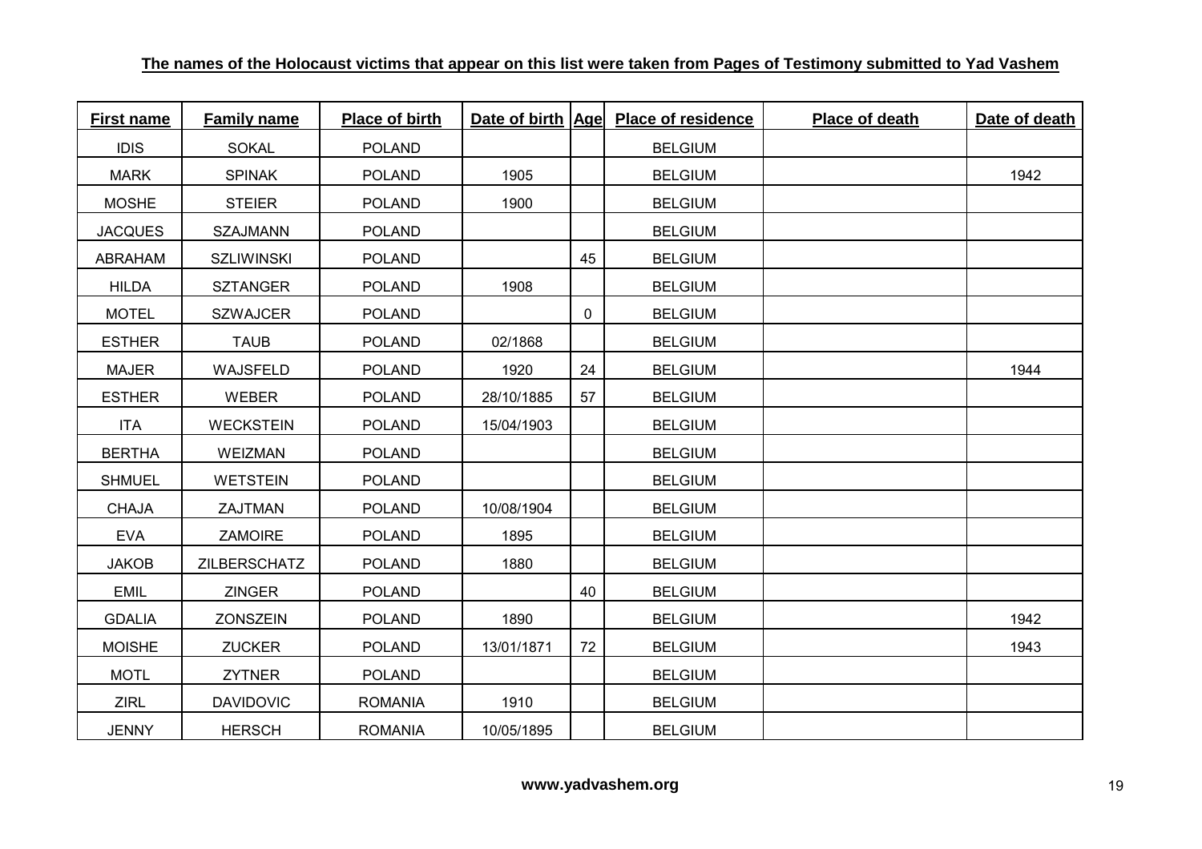**The names of the Holocaust victims that appear on this list were taken from Pages of Testimony submitted to Yad Vashem**

| First name | Family name | Place of birth | Date of birth | Age | Place of residence | Place of death | Date of death |
|---|---|---|---|---|---|---|---|
| IDIS | SOKAL | POLAND | | | BELGIUM | | |
| MARK | SPINAK | POLAND | 1905 | | BELGIUM | | 1942 |
| MOSHE | STEIER | POLAND | 1900 | | BELGIUM | | |
| JACQUES | SZAJMANN | POLAND | | | BELGIUM | | |
| ABRAHAM | SZLIWINSKI | POLAND | | 45 | BELGIUM | | |
| HILDA | SZTANGER | POLAND | 1908 | | BELGIUM | | |
| MOTEL | SZWAJCER | POLAND | | 0 | BELGIUM | | |
| ESTHER | TAUB | POLAND | 02/1868 | | BELGIUM | | |
| MAJER | WAJSFELD | POLAND | 1920 | 24 | BELGIUM | | 1944 |
| ESTHER | WEBER | POLAND | 28/10/1885 | 57 | BELGIUM | | |
| ITA | WECKSTEIN | POLAND | 15/04/1903 | | BELGIUM | | |
| BERTHA | WEIZMAN | POLAND | | | BELGIUM | | |
| SHMUEL | WETSTEIN | POLAND | | | BELGIUM | | |
| CHAJA | ZAJTMAN | POLAND | 10/08/1904 | | BELGIUM | | |
| EVA | ZAMOIRE | POLAND | 1895 | | BELGIUM | | |
| JAKOB | ZILBERSCHATZ | POLAND | 1880 | | BELGIUM | | |
| EMIL | ZINGER | POLAND | | 40 | BELGIUM | | |
| GDALIA | ZONSZEIN | POLAND | 1890 | | BELGIUM | | 1942 |
| MOISHE | ZUCKER | POLAND | 13/01/1871 | 72 | BELGIUM | | 1943 |
| MOTL | ZYTNER | POLAND | | | BELGIUM | | |
| ZIRL | DAVIDOVIC | ROMANIA | 1910 | | BELGIUM | | |
| JENNY | HERSCH | ROMANIA | 10/05/1895 | | BELGIUM | | |

**www.yadvashem.org**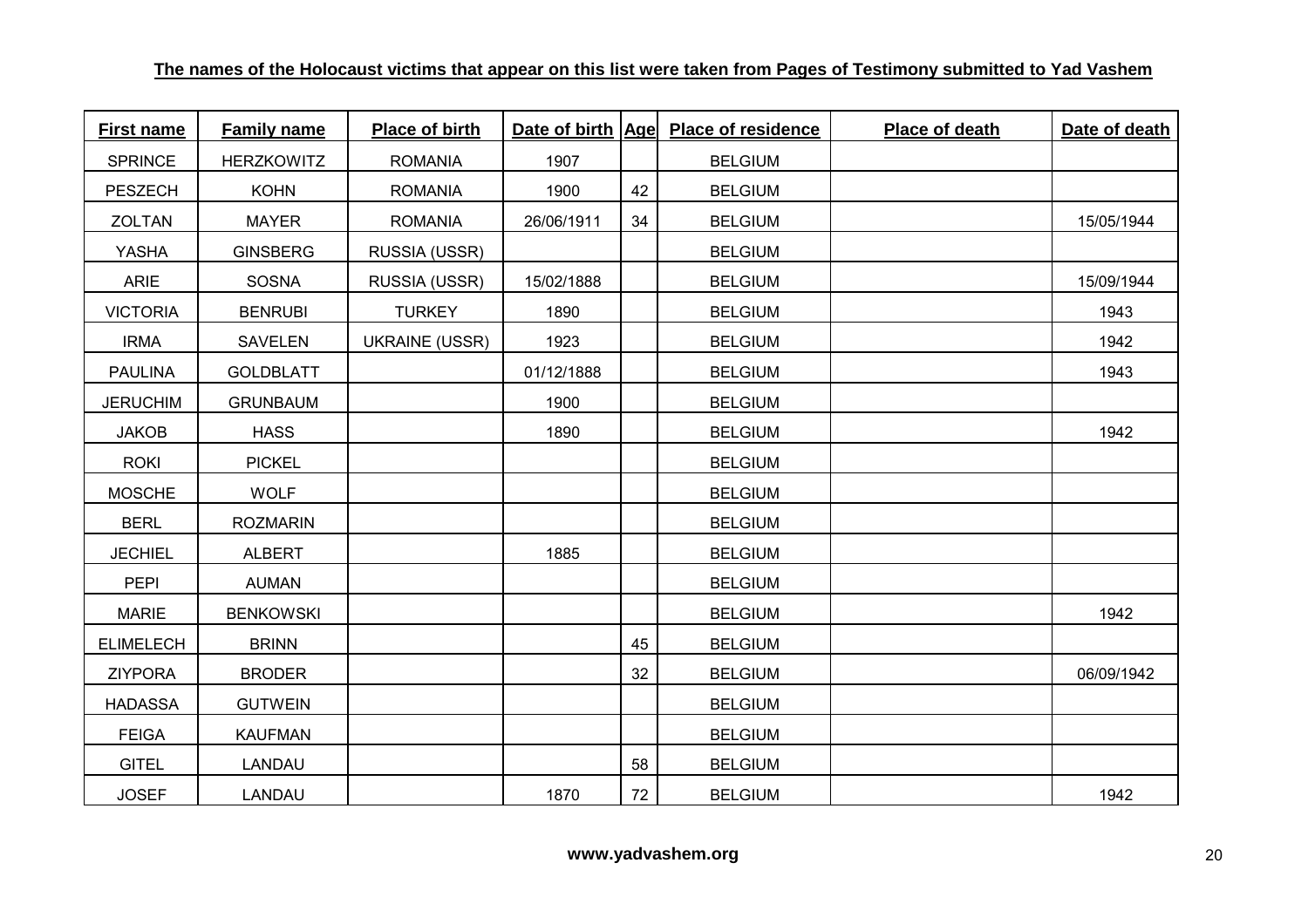**The names of the Holocaust victims that appear on this list were taken from Pages of Testimony submitted to Yad Vashem**

| First name | Family name | Place of birth | Date of birth | Age | Place of residence | Place of death | Date of death |
|---|---|---|---|---|---|---|---|
| SPRINCE | HERZKOWITZ | ROMANIA | 1907 | | BELGIUM | | |
| PESZECH | KOHN | ROMANIA | 1900 | 42 | BELGIUM | | |
| ZOLTAN | MAYER | ROMANIA | 26/06/1911 | 34 | BELGIUM | | 15/05/1944 |
| YASHA | GINSBERG | RUSSIA (USSR) | | | BELGIUM | | |
| ARIE | SOSNA | RUSSIA (USSR) | 15/02/1888 | | BELGIUM | | 15/09/1944 |
| VICTORIA | BENRUBI | TURKEY | 1890 | | BELGIUM | | 1943 |
| IRMA | SAVELEN | UKRAINE (USSR) | 1923 | | BELGIUM | | 1942 |
| PAULINA | GOLDBLATT | | 01/12/1888 | | BELGIUM | | 1943 |
| JERUCHIM | GRUNBAUM | | 1900 | | BELGIUM | | |
| JAKOB | HASS | | 1890 | | BELGIUM | | 1942 |
| ROKI | PICKEL | | | | BELGIUM | | |
| MOSCHE | WOLF | | | | BELGIUM | | |
| BERL | ROZMARIN | | | | BELGIUM | | |
| JECHIEL | ALBERT | | 1885 | | BELGIUM | | |
| PEPI | AUMAN | | | | BELGIUM | | |
| MARIE | BENKOWSKI | | | | BELGIUM | | 1942 |
| ELIMELECH | BRINN | | | 45 | BELGIUM | | |
| ZIYPORA | BRODER | | | 32 | BELGIUM | | 06/09/1942 |
| HADASSA | GUTWEIN | | | | BELGIUM | | |
| FEIGA | KAUFMAN | | | | BELGIUM | | |
| GITEL | LANDAU | | | 58 | BELGIUM | | |
| JOSEF | LANDAU | | 1870 | 72 | BELGIUM | | 1942 |

**www.yadvashem.org**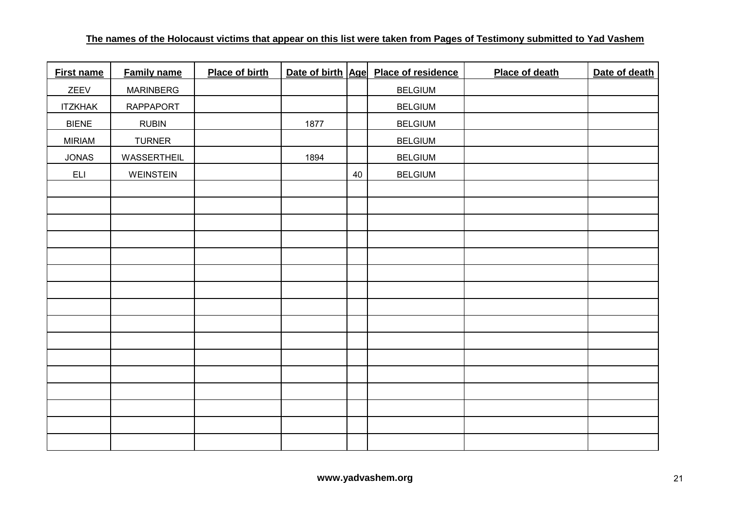**The names of the Holocaust victims that appear on this list were taken from Pages of Testimony submitted to Yad Vashem**

| First name | Family name | Place of birth | Date of birth | Age | Place of residence | Place of death | Date of death |
|---|---|---|---|---|---|---|---|
| ZEEV | MARINBERG | | | | BELGIUM | | |
| ITZKHAK | RAPPAPORT | | | | BELGIUM | | |
| BIENE | RUBIN | | 1877 | | BELGIUM | | |
| MIRIAM | TURNER | | | | BELGIUM | | |
| JONAS | WASSERTHEIL | | 1894 | | BELGIUM | | |
| ELI | WEINSTEIN | | | 40 | BELGIUM | | |
| | | | | | | | |
| | | | | | | | |
| | | | | | | | |
| | | | | | | | |
| | | | | | | | |
| | | | | | | | |
| | | | | | | | |
| | | | | | | | |
| | | | | | | | |
| | | | | | | | |
| | | | | | | | |
| | | | | | | | |
| | | | | | | | |
| | | | | | | | |
| | | | | | | | |
| | | | | | | | |

**www.yadvashem.org**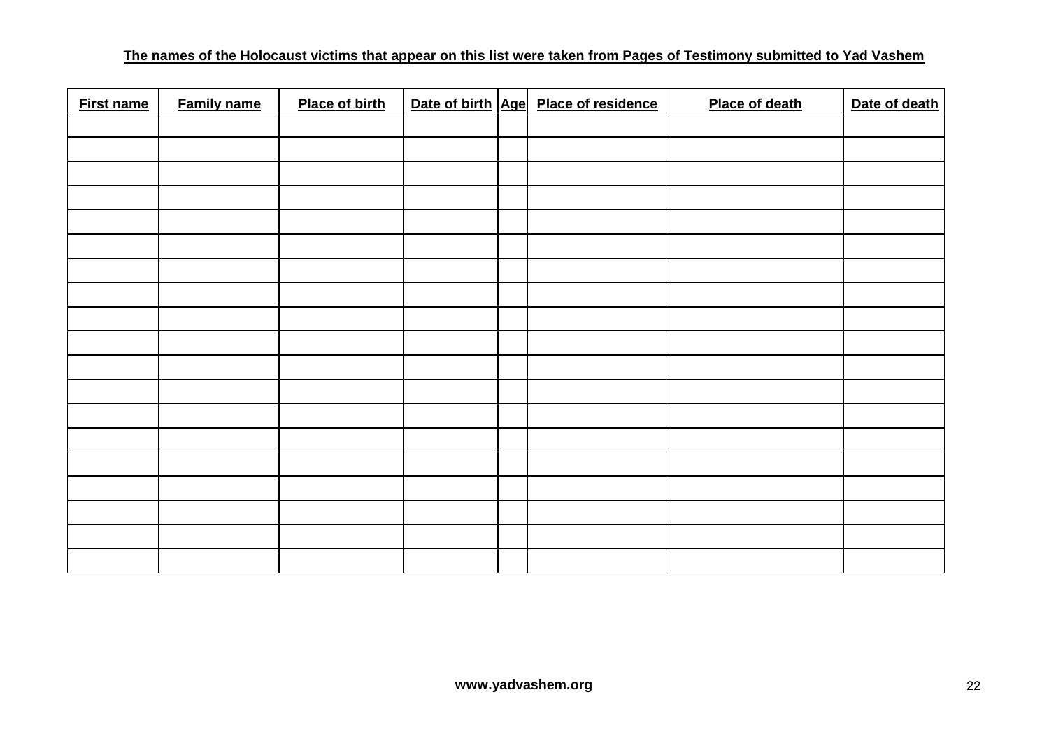**The names of the Holocaust victims that appear on this list were taken from Pages of Testimony submitted to Yad Vashem**

| First name | Family name | Place of birth | Date of birth | Age | Place of residence | Place of death | Date of death |
|---|---|---|---|---|---|---|---|
| | | | | | | | |
| | | | | | | | |
| | | | | | | | |
| | | | | | | | |
| | | | | | | | |
| | | | | | | | |
| | | | | | | | |
| | | | | | | | |
| | | | | | | | |
| | | | | | | | |
| | | | | | | | |
| | | | | | | | |
| | | | | | | | |
| | | | | | | | |
| | | | | | | | |
| | | | | | | | |
| | | | | | | | |
| | | | | | | | |
| | | | | | | | |

**www.yadvashem.org**